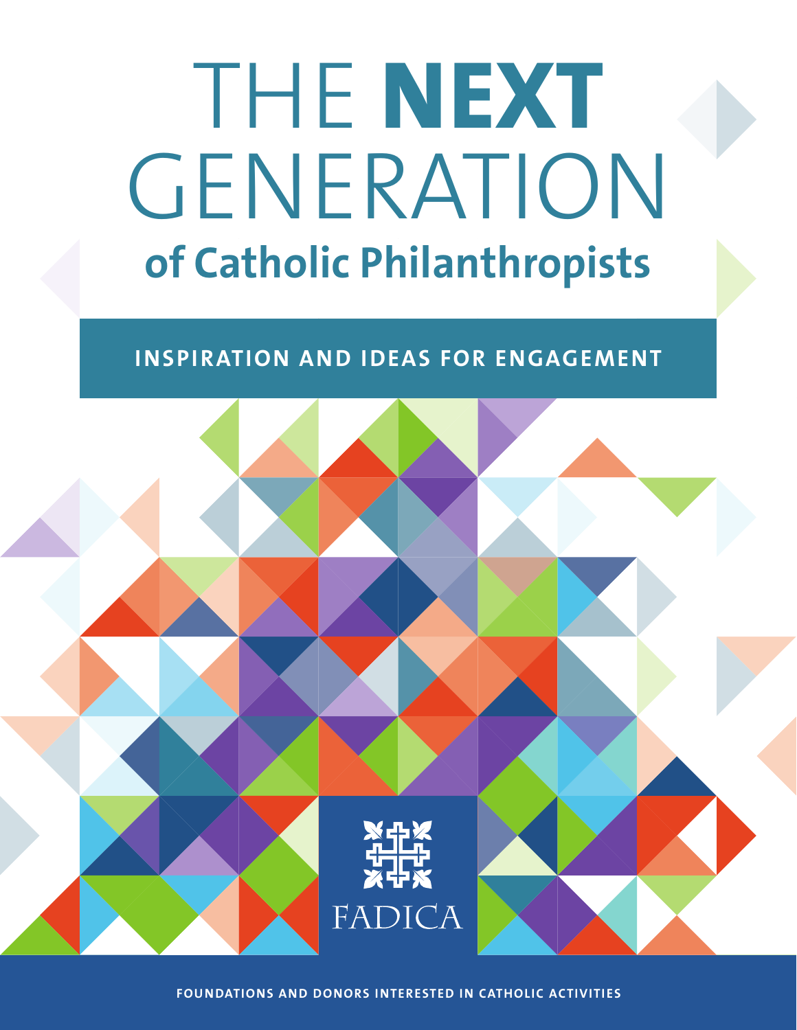# THE NEXT GENERATION of Catholic Philanthropists

## INSPIRATION AND IDEAS FOR ENGAGEMENT

FADICA

FOUNDATIONS AND DONORS INTERESTED IN CATHOLIC ACTIVITIES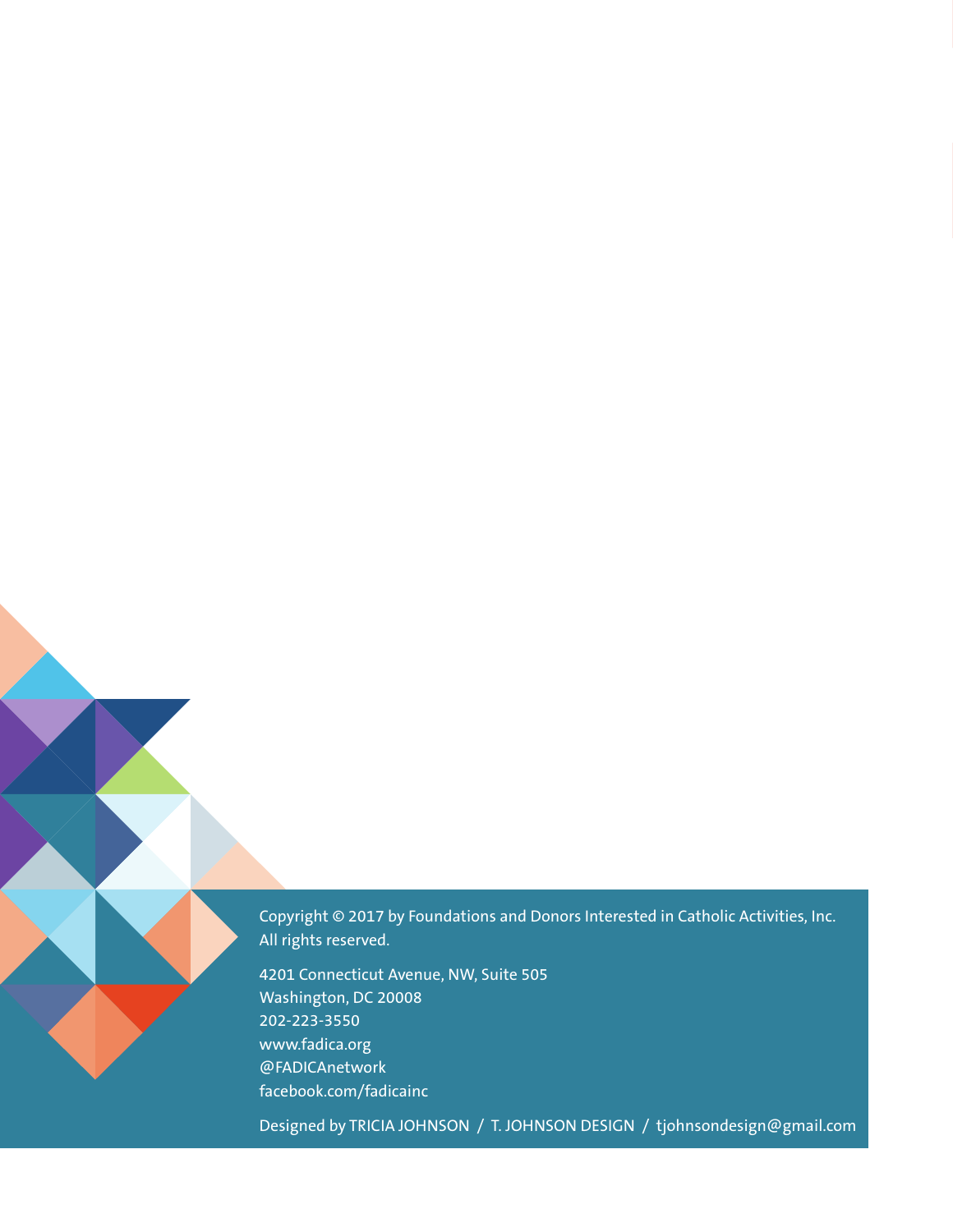Copyright © 2017 by Foundations and Donors Interested in Catholic Activities, Inc.
All rights reserved.

4201 Connecticut Avenue, NW, Suite 505
Washington, DC 20008
202-223-3550
www.fadica.org
@FADICAnetwork
facebook.com/fadicainc

Designed by TRICIA JOHNSON / T. JOHNSON DESIGN / tjohnsondesign@gmail.com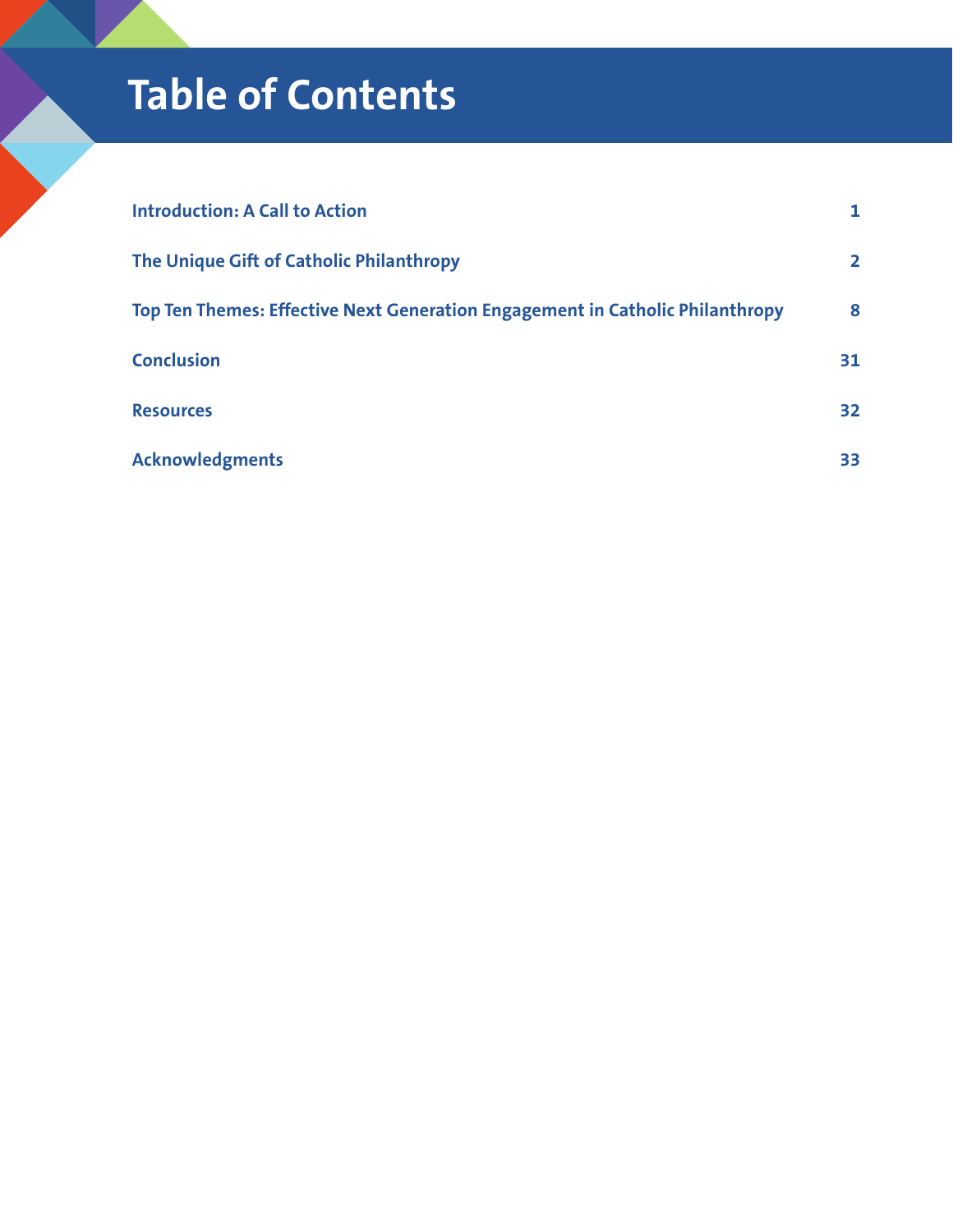# Table of Contents

| | |
|---|---|
| Introduction: A Call to Action | 1 |
| The Unique Gift of Catholic Philanthropy | 2 |
| Top Ten Themes: Effective Next Generation Engagement in Catholic Philanthropy | 8 |
| Conclusion | 31 |
| Resources | 32 |
| Acknowledgments | 33 |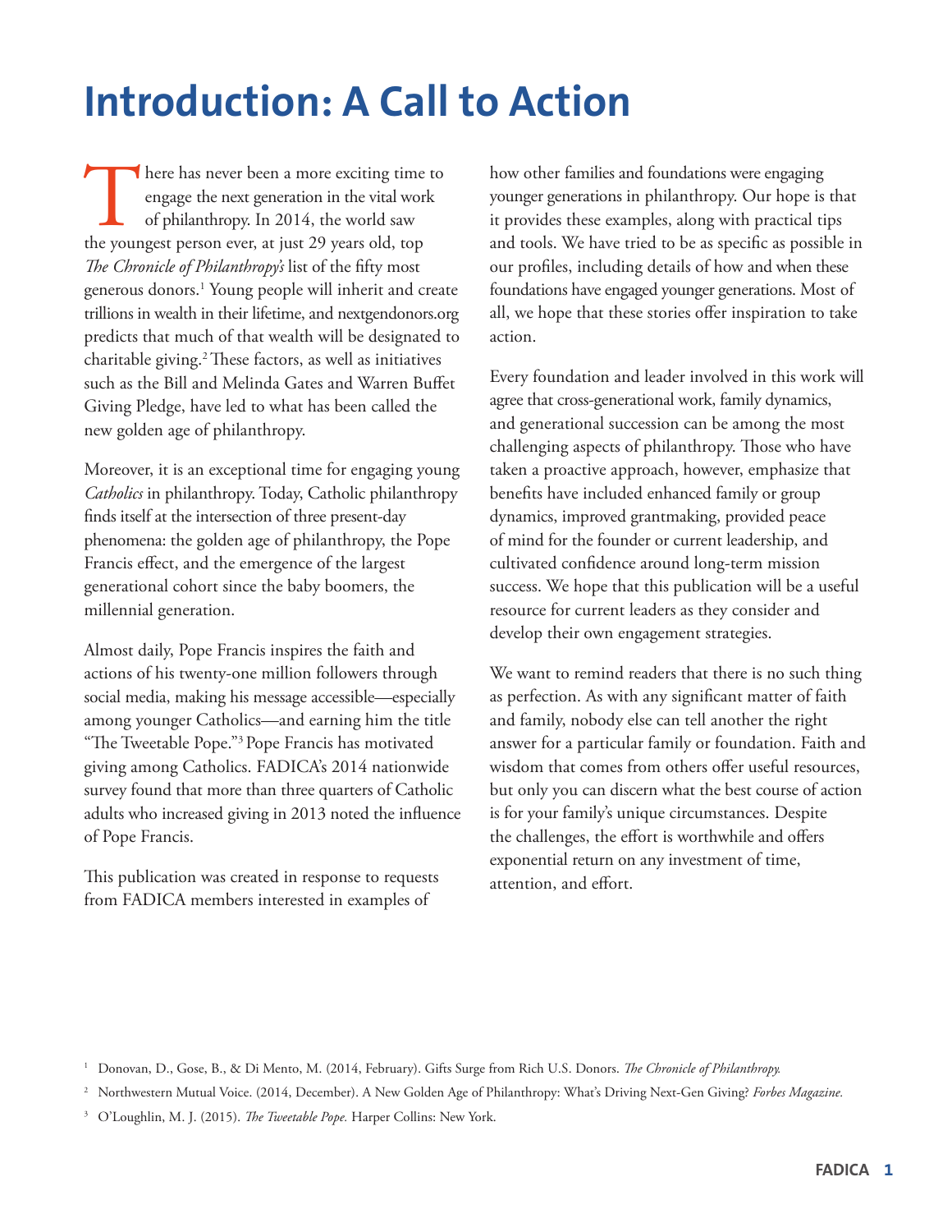# Introduction: A Call to Action

There has never been a more exciting time to engage the next generation in the vital work of philanthropy. In 2014, the world saw the youngest person ever, at just 29 years old, top *The Chronicle of Philanthropy's* list of the fifty most generous donors.[1] Young people will inherit and create trillions in wealth in their lifetime, and nextgendonors.org predicts that much of that wealth will be designated to charitable giving.[2] These factors, as well as initiatives such as the Bill and Melinda Gates and Warren Buffet Giving Pledge, have led to what has been called the new golden age of philanthropy.

Moreover, it is an exceptional time for engaging young *Catholics* in philanthropy. Today, Catholic philanthropy finds itself at the intersection of three present-day phenomena: the golden age of philanthropy, the Pope Francis effect, and the emergence of the largest generational cohort since the baby boomers, the millennial generation.

Almost daily, Pope Francis inspires the faith and actions of his twenty-one million followers through social media, making his message accessible—especially among younger Catholics—and earning him the title "The Tweetable Pope."[3] Pope Francis has motivated giving among Catholics. FADICA's 2014 nationwide survey found that more than three quarters of Catholic adults who increased giving in 2013 noted the influence of Pope Francis.

This publication was created in response to requests from FADICA members interested in examples of how other families and foundations were engaging younger generations in philanthropy. Our hope is that it provides these examples, along with practical tips and tools. We have tried to be as specific as possible in our profiles, including details of how and when these foundations have engaged younger generations. Most of all, we hope that these stories offer inspiration to take action.

Every foundation and leader involved in this work will agree that cross-generational work, family dynamics, and generational succession can be among the most challenging aspects of philanthropy. Those who have taken a proactive approach, however, emphasize that benefits have included enhanced family or group dynamics, improved grantmaking, provided peace of mind for the founder or current leadership, and cultivated confidence around long-term mission success. We hope that this publication will be a useful resource for current leaders as they consider and develop their own engagement strategies.

We want to remind readers that there is no such thing as perfection. As with any significant matter of faith and family, nobody else can tell another the right answer for a particular family or foundation. Faith and wisdom that comes from others offer useful resources, but only you can discern what the best course of action is for your family's unique circumstances. Despite the challenges, the effort is worthwhile and offers exponential return on any investment of time, attention, and effort.

---

[1] Donovan, D., Gose, B., & Di Mento, M. (2014, February). Gifts Surge from Rich U.S. Donors. *The Chronicle of Philanthropy.*

[2] Northwestern Mutual Voice. (2014, December). A New Golden Age of Philanthropy: What's Driving Next-Gen Giving? *Forbes Magazine.*

[3] O'Loughlin, M. J. (2015). *The Tweetable Pope.* Harper Collins: New York.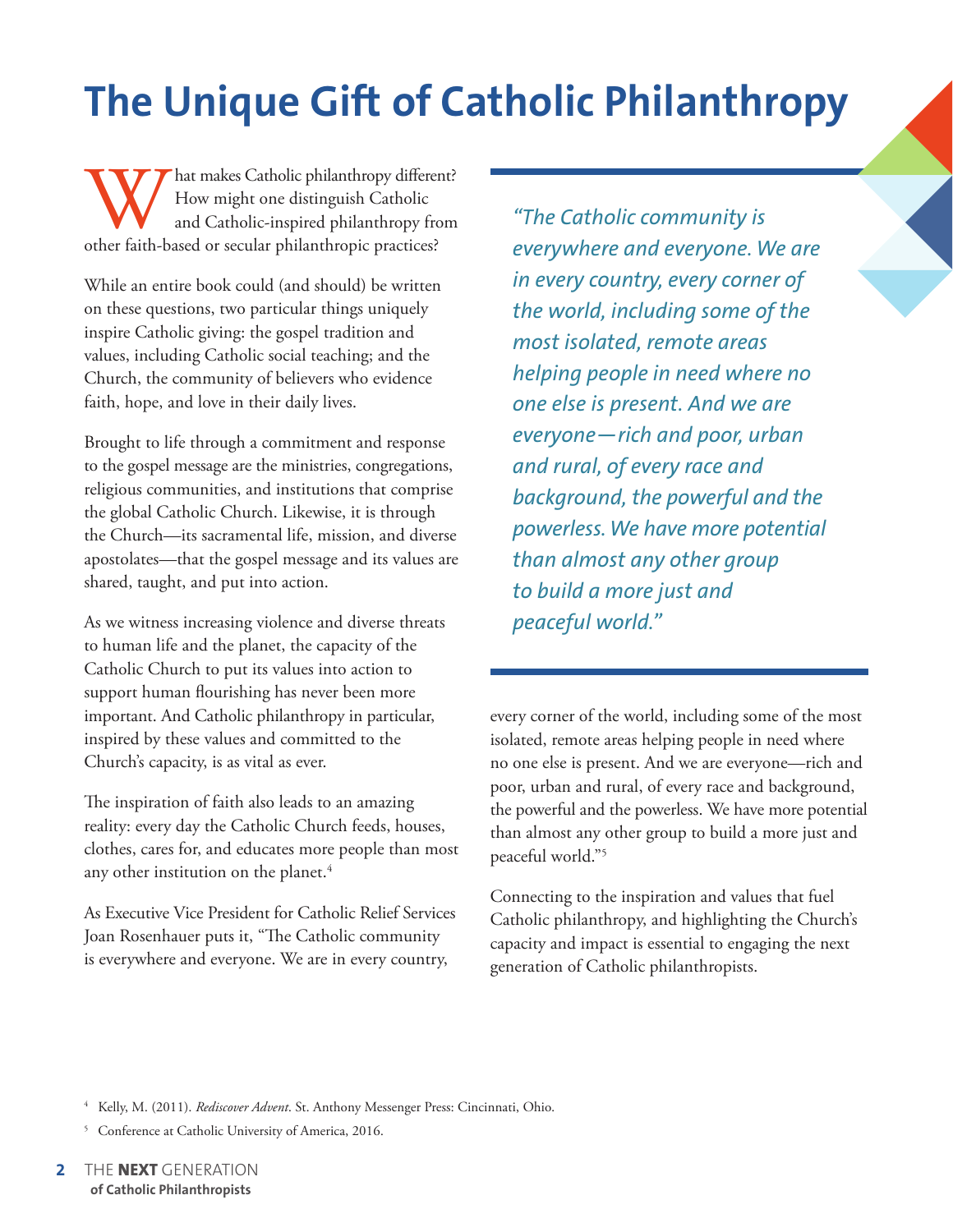# The Unique Gift of Catholic Philanthropy

What makes Catholic philanthropy different? How might one distinguish Catholic and Catholic-inspired philanthropy from other faith-based or secular philanthropic practices?

While an entire book could (and should) be written on these questions, two particular things uniquely inspire Catholic giving: the gospel tradition and values, including Catholic social teaching; and the Church, the community of believers who evidence faith, hope, and love in their daily lives.

Brought to life through a commitment and response to the gospel message are the ministries, congregations, religious communities, and institutions that comprise the global Catholic Church. Likewise, it is through the Church—its sacramental life, mission, and diverse apostolates—that the gospel message and its values are shared, taught, and put into action.

As we witness increasing violence and diverse threats to human life and the planet, the capacity of the Catholic Church to put its values into action to support human flourishing has never been more important. And Catholic philanthropy in particular, inspired by these values and committed to the Church's capacity, is as vital as ever.

The inspiration of faith also leads to an amazing reality: every day the Catholic Church feeds, houses, clothes, cares for, and educates more people than most any other institution on the planet.[4]

As Executive Vice President for Catholic Relief Services Joan Rosenhauer puts it, "The Catholic community is everywhere and everyone. We are in every country, every corner of the world, including some of the most isolated, remote areas helping people in need where no one else is present. And we are everyone—rich and poor, urban and rural, of every race and background, the powerful and the powerless. We have more potential than almost any other group to build a more just and peaceful world."[5]

> *"The Catholic community is everywhere and everyone. We are in every country, every corner of the world, including some of the most isolated, remote areas helping people in need where no one else is present. And we are everyone—rich and poor, urban and rural, of every race and background, the powerful and the powerless. We have more potential than almost any other group to build a more just and peaceful world."*

Connecting to the inspiration and values that fuel Catholic philanthropy, and highlighting the Church's capacity and impact is essential to engaging the next generation of Catholic philanthropists.

---

[4] Kelly, M. (2011). *Rediscover Advent*. St. Anthony Messenger Press: Cincinnati, Ohio.

[5] Conference at Catholic University of America, 2016.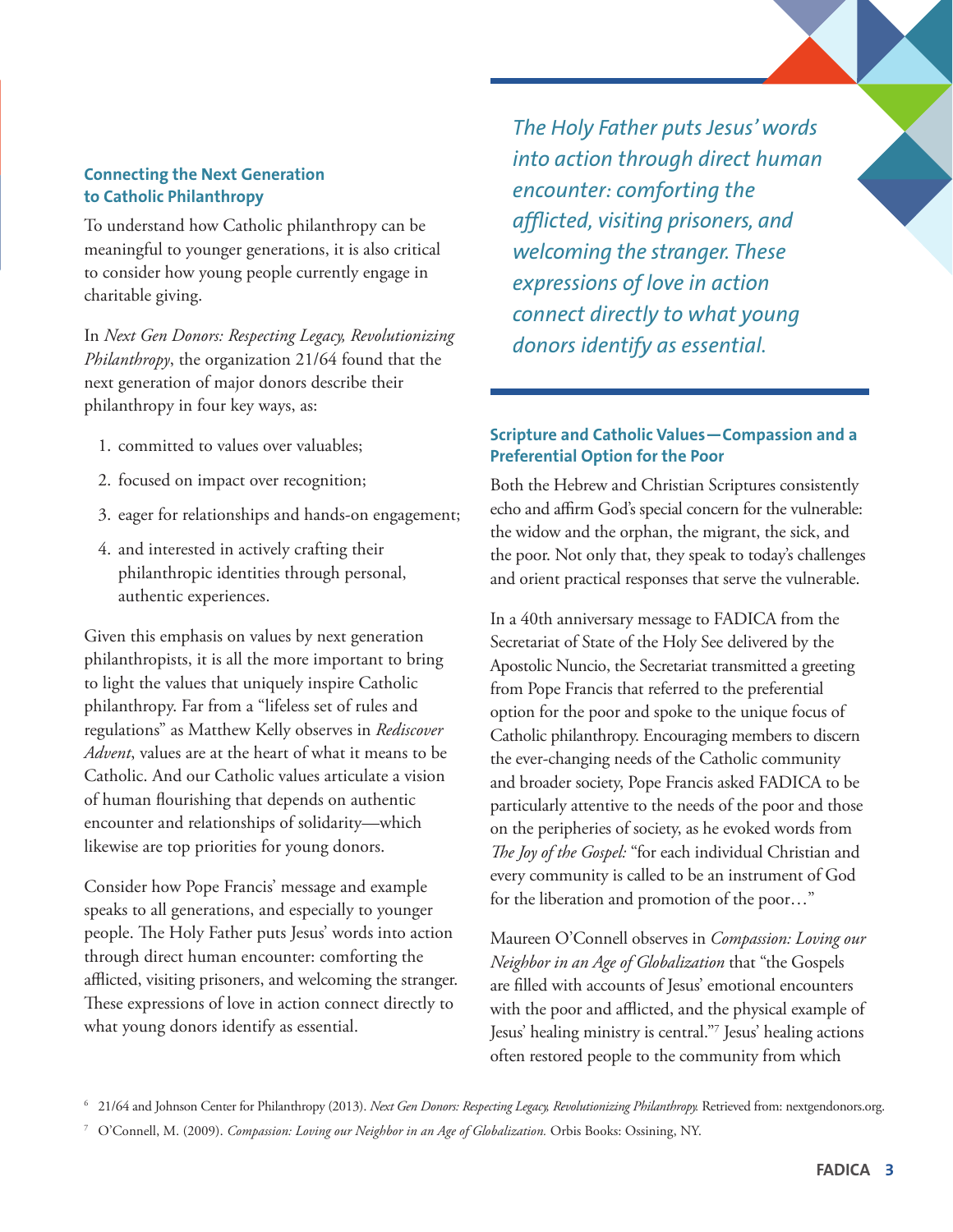## Connecting the Next Generation to Catholic Philanthropy

To understand how Catholic philanthropy can be meaningful to younger generations, it is also critical to consider how young people currently engage in charitable giving.

In *Next Gen Donors: Respecting Legacy, Revolutionizing Philanthropy*, the organization 21/64 found that the next generation of major donors describe their philanthropy in four key ways, as:

1. committed to values over valuables;
2. focused on impact over recognition;
3. eager for relationships and hands-on engagement;
4. and interested in actively crafting their philanthropic identities through personal, authentic experiences.

Given this emphasis on values by next generation philanthropists, it is all the more important to bring to light the values that uniquely inspire Catholic philanthropy. Far from a "lifeless set of rules and regulations" as Matthew Kelly observes in *Rediscover Advent*, values are at the heart of what it means to be Catholic. And our Catholic values articulate a vision of human flourishing that depends on authentic encounter and relationships of solidarity—which likewise are top priorities for young donors.

Consider how Pope Francis' message and example speaks to all generations, and especially to younger people. The Holy Father puts Jesus' words into action through direct human encounter: comforting the afflicted, visiting prisoners, and welcoming the stranger. These expressions of love in action connect directly to what young donors identify as essential.

> *The Holy Father puts Jesus' words into action through direct human encounter: comforting the afflicted, visiting prisoners, and welcoming the stranger. These expressions of love in action connect directly to what young donors identify as essential.*

## Scripture and Catholic Values—Compassion and a Preferential Option for the Poor

Both the Hebrew and Christian Scriptures consistently echo and affirm God's special concern for the vulnerable: the widow and the orphan, the migrant, the sick, and the poor. Not only that, they speak to today's challenges and orient practical responses that serve the vulnerable.

In a 40th anniversary message to FADICA from the Secretariat of State of the Holy See delivered by the Apostolic Nuncio, the Secretariat transmitted a greeting from Pope Francis that referred to the preferential option for the poor and spoke to the unique focus of Catholic philanthropy. Encouraging members to discern the ever-changing needs of the Catholic community and broader society, Pope Francis asked FADICA to be particularly attentive to the needs of the poor and those on the peripheries of society, as he evoked words from *The Joy of the Gospel:* "for each individual Christian and every community is called to be an instrument of God for the liberation and promotion of the poor…"

Maureen O'Connell observes in *Compassion: Loving our Neighbor in an Age of Globalization* that "the Gospels are filled with accounts of Jesus' emotional encounters with the poor and afflicted, and the physical example of Jesus' healing ministry is central."[7] Jesus' healing actions often restored people to the community from which

[6] 21/64 and Johnson Center for Philanthropy (2013). *Next Gen Donors: Respecting Legacy, Revolutionizing Philanthropy.* Retrieved from: nextgendonors.org.

[7] O'Connell, M. (2009). *Compassion: Loving our Neighbor in an Age of Globalization.* Orbis Books: Ossining, NY.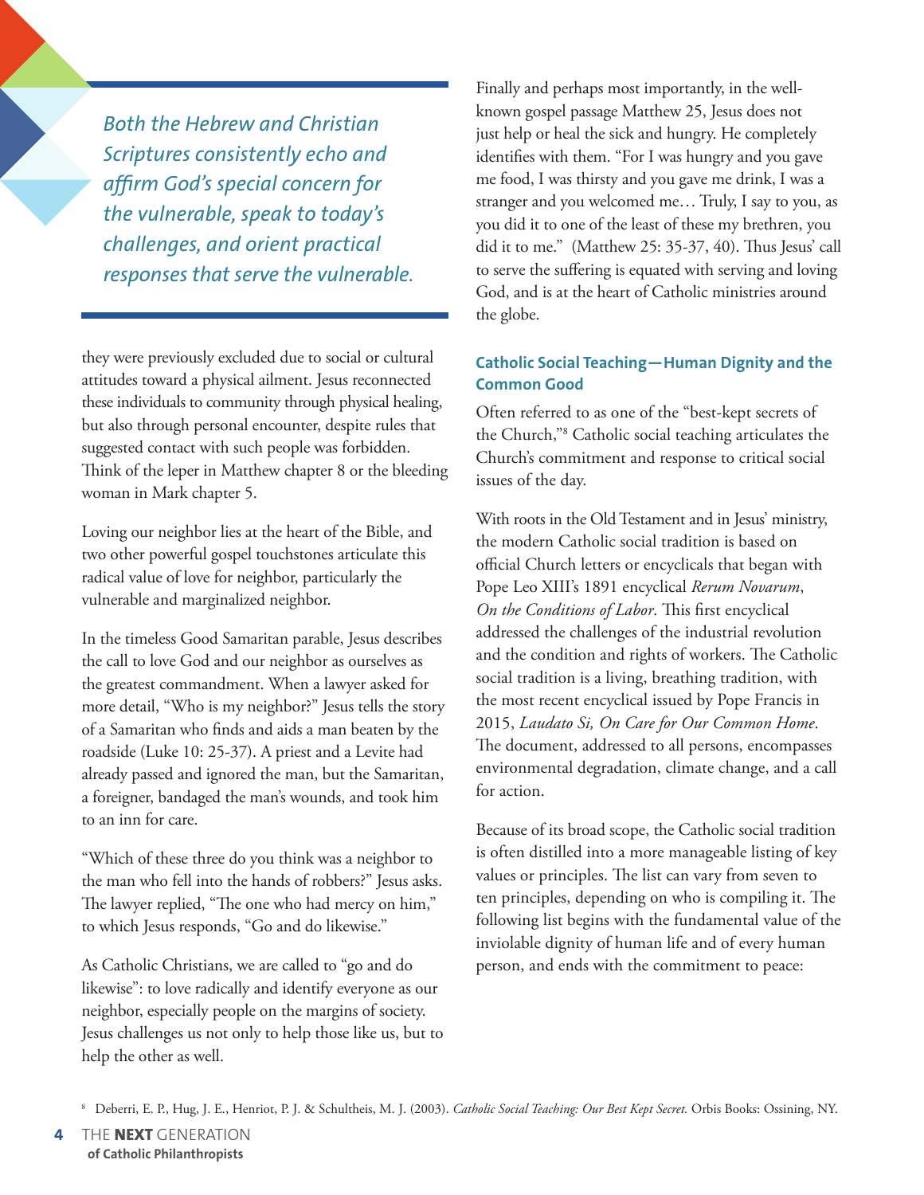*Both the Hebrew and Christian Scriptures consistently echo and affirm God's special concern for the vulnerable, speak to today's challenges, and orient practical responses that serve the vulnerable.*

they were previously excluded due to social or cultural attitudes toward a physical ailment. Jesus reconnected these individuals to community through physical healing, but also through personal encounter, despite rules that suggested contact with such people was forbidden. Think of the leper in Matthew chapter 8 or the bleeding woman in Mark chapter 5.

Loving our neighbor lies at the heart of the Bible, and two other powerful gospel touchstones articulate this radical value of love for neighbor, particularly the vulnerable and marginalized neighbor.

In the timeless Good Samaritan parable, Jesus describes the call to love God and our neighbor as ourselves as the greatest commandment. When a lawyer asked for more detail, "Who is my neighbor?" Jesus tells the story of a Samaritan who finds and aids a man beaten by the roadside (Luke 10: 25-37). A priest and a Levite had already passed and ignored the man, but the Samaritan, a foreigner, bandaged the man's wounds, and took him to an inn for care.

"Which of these three do you think was a neighbor to the man who fell into the hands of robbers?" Jesus asks. The lawyer replied, "The one who had mercy on him," to which Jesus responds, "Go and do likewise."

As Catholic Christians, we are called to "go and do likewise": to love radically and identify everyone as our neighbor, especially people on the margins of society. Jesus challenges us not only to help those like us, but to help the other as well.

Finally and perhaps most importantly, in the well-known gospel passage Matthew 25, Jesus does not just help or heal the sick and hungry. He completely identifies with them. "For I was hungry and you gave me food, I was thirsty and you gave me drink, I was a stranger and you welcomed me… Truly, I say to you, as you did it to one of the least of these my brethren, you did it to me." (Matthew 25: 35-37, 40). Thus Jesus' call to serve the suffering is equated with serving and loving God, and is at the heart of Catholic ministries around the globe.

### Catholic Social Teaching—Human Dignity and the Common Good

Often referred to as one of the "best-kept secrets of the Church,"[8] Catholic social teaching articulates the Church's commitment and response to critical social issues of the day.

With roots in the Old Testament and in Jesus' ministry, the modern Catholic social tradition is based on official Church letters or encyclicals that began with Pope Leo XIII's 1891 encyclical *Rerum Novarum*, *On the Conditions of Labor*. This first encyclical addressed the challenges of the industrial revolution and the condition and rights of workers. The Catholic social tradition is a living, breathing tradition, with the most recent encyclical issued by Pope Francis in 2015, *Laudato Si, On Care for Our Common Home*. The document, addressed to all persons, encompasses environmental degradation, climate change, and a call for action.

Because of its broad scope, the Catholic social tradition is often distilled into a more manageable listing of key values or principles. The list can vary from seven to ten principles, depending on who is compiling it. The following list begins with the fundamental value of the inviolable dignity of human life and of every human person, and ends with the commitment to peace:

[8] Deberri, E. P., Hug, J. E., Henriot, P. J. & Schultheis, M. J. (2003). *Catholic Social Teaching: Our Best Kept Secret.* Orbis Books: Ossining, NY.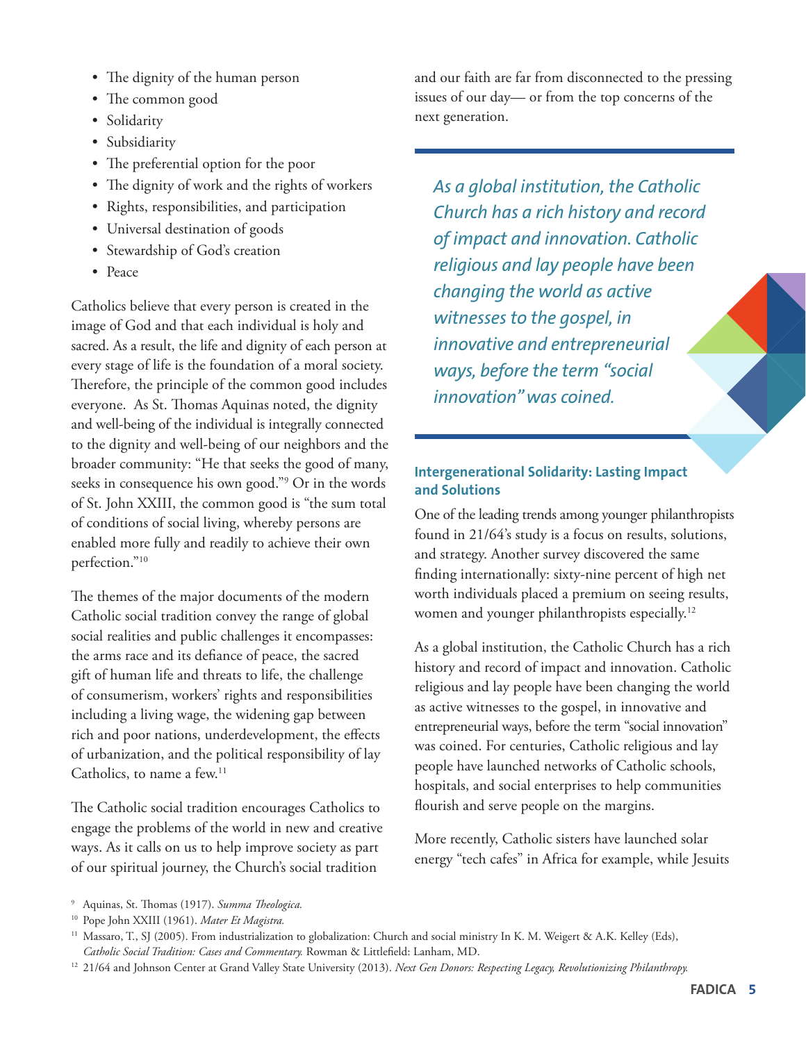- The dignity of the human person
- The common good
- Solidarity
- Subsidiarity
- The preferential option for the poor
- The dignity of work and the rights of workers
- Rights, responsibilities, and participation
- Universal destination of goods
- Stewardship of God's creation
- Peace

Catholics believe that every person is created in the image of God and that each individual is holy and sacred. As a result, the life and dignity of each person at every stage of life is the foundation of a moral society. Therefore, the principle of the common good includes everyone. As St. Thomas Aquinas noted, the dignity and well-being of the individual is integrally connected to the dignity and well-being of our neighbors and the broader community: "He that seeks the good of many, seeks in consequence his own good."[9] Or in the words of St. John XXIII, the common good is "the sum total of conditions of social living, whereby persons are enabled more fully and readily to achieve their own perfection."[10]

The themes of the major documents of the modern Catholic social tradition convey the range of global social realities and public challenges it encompasses: the arms race and its defiance of peace, the sacred gift of human life and threats to life, the challenge of consumerism, workers' rights and responsibilities including a living wage, the widening gap between rich and poor nations, underdevelopment, the effects of urbanization, and the political responsibility of lay Catholics, to name a few.[11]

The Catholic social tradition encourages Catholics to engage the problems of the world in new and creative ways. As it calls on us to help improve society as part of our spiritual journey, the Church's social tradition and our faith are far from disconnected to the pressing issues of our day— or from the top concerns of the next generation.

*As a global institution, the Catholic Church has a rich history and record of impact and innovation. Catholic religious and lay people have been changing the world as active witnesses to the gospel, in innovative and entrepreneurial ways, before the term "social innovation" was coined.*

### Intergenerational Solidarity: Lasting Impact and Solutions

One of the leading trends among younger philanthropists found in 21/64's study is a focus on results, solutions, and strategy. Another survey discovered the same finding internationally: sixty-nine percent of high net worth individuals placed a premium on seeing results, women and younger philanthropists especially.[12]

As a global institution, the Catholic Church has a rich history and record of impact and innovation. Catholic religious and lay people have been changing the world as active witnesses to the gospel, in innovative and entrepreneurial ways, before the term "social innovation" was coined. For centuries, Catholic religious and lay people have launched networks of Catholic schools, hospitals, and social enterprises to help communities flourish and serve people on the margins.

More recently, Catholic sisters have launched solar energy "tech cafes" in Africa for example, while Jesuits

---

[9] Aquinas, St. Thomas (1917). *Summa Theologica.*

[10] Pope John XXIII (1961). *Mater Et Magistra.*

[11] Massaro, T., SJ (2005). From industrialization to globalization: Church and social ministry In K. M. Weigert & A.K. Kelley (Eds), *Catholic Social Tradition: Cases and Commentary.* Rowman & Littlefield: Lanham, MD.

[12] 21/64 and Johnson Center at Grand Valley State University (2013). *Next Gen Donors: Respecting Legacy, Revolutionizing Philanthropy.*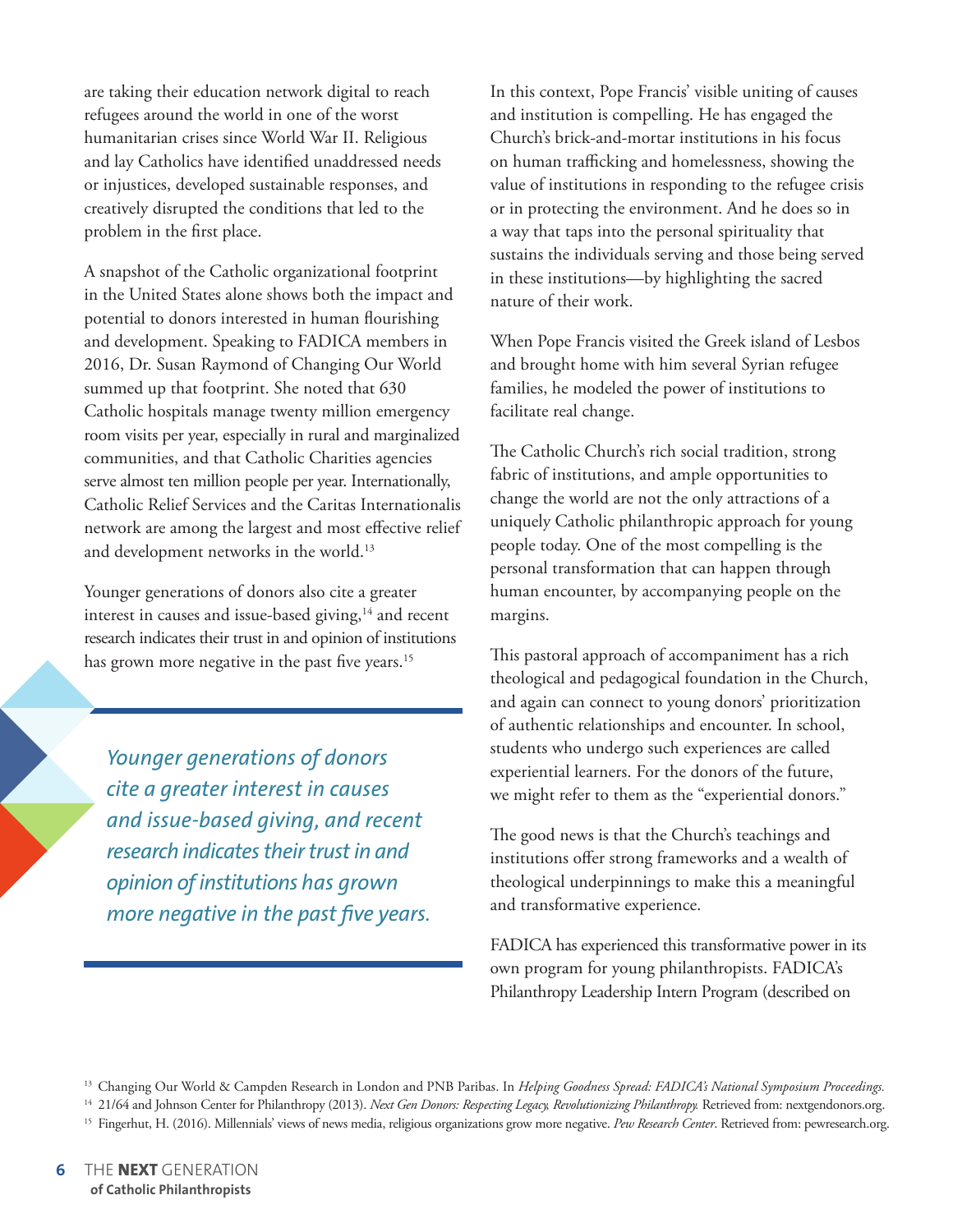are taking their education network digital to reach refugees around the world in one of the worst humanitarian crises since World War II. Religious and lay Catholics have identified unaddressed needs or injustices, developed sustainable responses, and creatively disrupted the conditions that led to the problem in the first place.

A snapshot of the Catholic organizational footprint in the United States alone shows both the impact and potential to donors interested in human flourishing and development. Speaking to FADICA members in 2016, Dr. Susan Raymond of Changing Our World summed up that footprint. She noted that 630 Catholic hospitals manage twenty million emergency room visits per year, especially in rural and marginalized communities, and that Catholic Charities agencies serve almost ten million people per year. Internationally, Catholic Relief Services and the Caritas Internationalis network are among the largest and most effective relief and development networks in the world.[13]

Younger generations of donors also cite a greater interest in causes and issue-based giving,[14] and recent research indicates their trust in and opinion of institutions has grown more negative in the past five years.[15]

> *Younger generations of donors cite a greater interest in causes and issue-based giving, and recent research indicates their trust in and opinion of institutions has grown more negative in the past five years.*

In this context, Pope Francis' visible uniting of causes and institution is compelling. He has engaged the Church's brick-and-mortar institutions in his focus on human trafficking and homelessness, showing the value of institutions in responding to the refugee crisis or in protecting the environment. And he does so in a way that taps into the personal spirituality that sustains the individuals serving and those being served in these institutions—by highlighting the sacred nature of their work.

When Pope Francis visited the Greek island of Lesbos and brought home with him several Syrian refugee families, he modeled the power of institutions to facilitate real change.

The Catholic Church's rich social tradition, strong fabric of institutions, and ample opportunities to change the world are not the only attractions of a uniquely Catholic philanthropic approach for young people today. One of the most compelling is the personal transformation that can happen through human encounter, by accompanying people on the margins.

This pastoral approach of accompaniment has a rich theological and pedagogical foundation in the Church, and again can connect to young donors' prioritization of authentic relationships and encounter. In school, students who undergo such experiences are called experiential learners. For the donors of the future, we might refer to them as the "experiential donors."

The good news is that the Church's teachings and institutions offer strong frameworks and a wealth of theological underpinnings to make this a meaningful and transformative experience.

FADICA has experienced this transformative power in its own program for young philanthropists. FADICA's Philanthropy Leadership Intern Program (described on

---

[13] Changing Our World & Campden Research in London and PNB Paribas. In *Helping Goodness Spread: FADICA's National Symposium Proceedings.*

[14] 21/64 and Johnson Center for Philanthropy (2013). *Next Gen Donors: Respecting Legacy, Revolutionizing Philanthropy.* Retrieved from: nextgendonors.org.

[15] Fingerhut, H. (2016). Millennials' views of news media, religious organizations grow more negative. *Pew Research Center*. Retrieved from: pewresearch.org.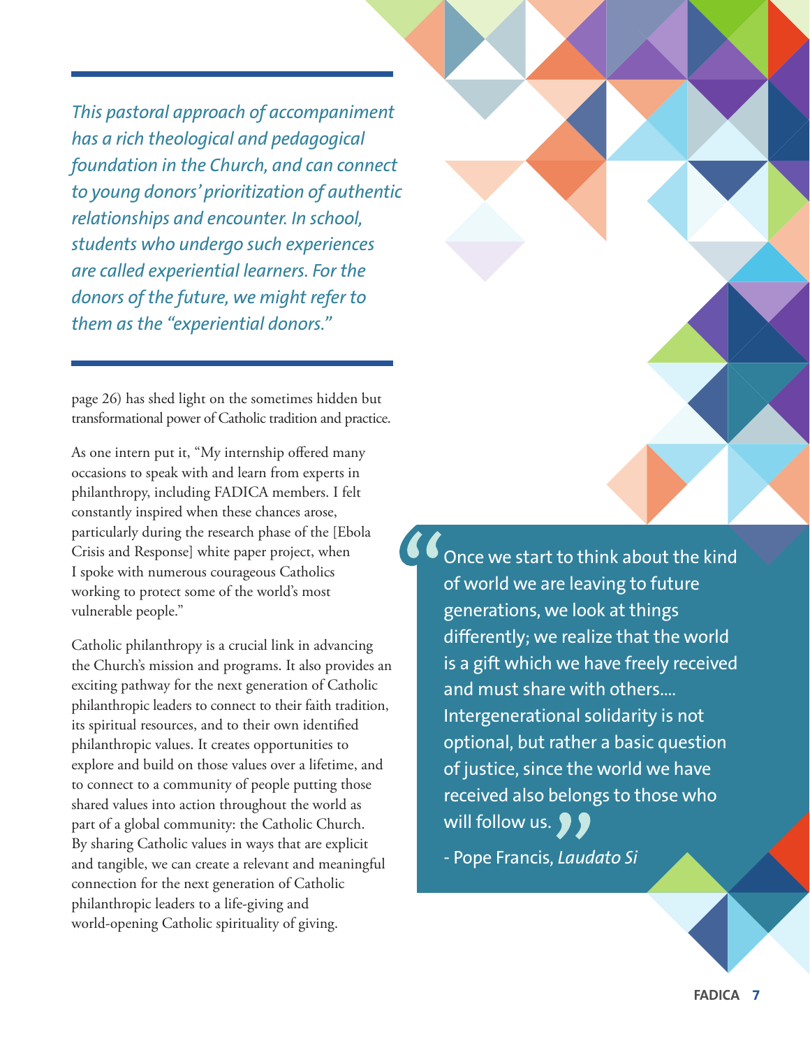*This pastoral approach of accompaniment has a rich theological and pedagogical foundation in the Church, and can connect to young donors' prioritization of authentic relationships and encounter. In school, students who undergo such experiences are called experiential learners. For the donors of the future, we might refer to them as the "experiential donors."*

page 26) has shed light on the sometimes hidden but transformational power of Catholic tradition and practice.

As one intern put it, "My internship offered many occasions to speak with and learn from experts in philanthropy, including FADICA members. I felt constantly inspired when these chances arose, particularly during the research phase of the [Ebola Crisis and Response] white paper project, when I spoke with numerous courageous Catholics working to protect some of the world's most vulnerable people."

Catholic philanthropy is a crucial link in advancing the Church's mission and programs. It also provides an exciting pathway for the next generation of Catholic philanthropic leaders to connect to their faith tradition, its spiritual resources, and to their own identified philanthropic values. It creates opportunities to explore and build on those values over a lifetime, and to connect to a community of people putting those shared values into action throughout the world as part of a global community: the Catholic Church. By sharing Catholic values in ways that are explicit and tangible, we can create a relevant and meaningful connection for the next generation of Catholic philanthropic leaders to a life-giving and world-opening Catholic spirituality of giving.

> "Once we start to think about the kind of world we are leaving to future generations, we look at things differently; we realize that the world is a gift which we have freely received and must share with others.... Intergenerational solidarity is not optional, but rather a basic question of justice, since the world we have received also belongs to those who will follow us."
>
> \- Pope Francis, *Laudato Si*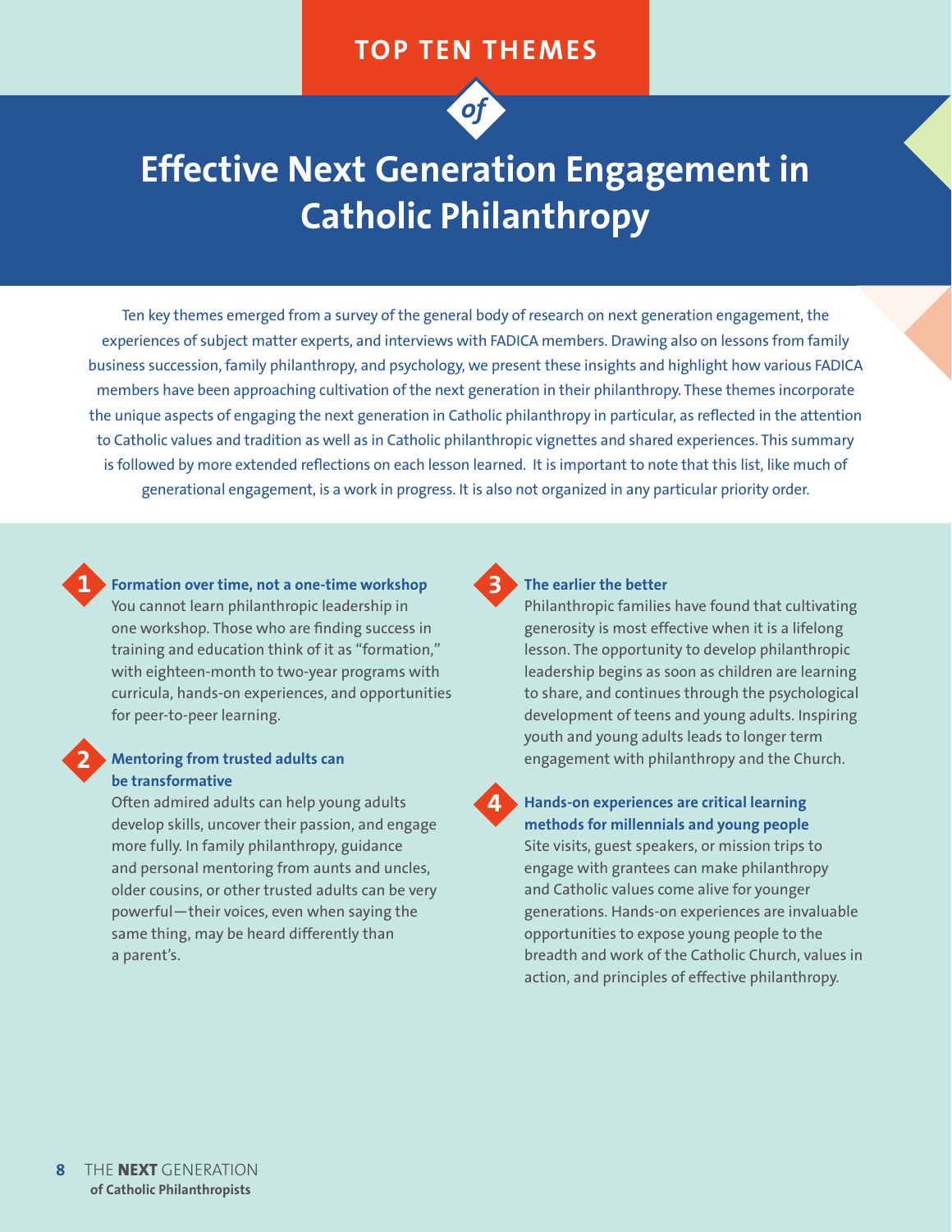TOP TEN THEMES

*of*

# Effective Next Generation Engagement in Catholic Philanthropy

Ten key themes emerged from a survey of the general body of research on next generation engagement, the experiences of subject matter experts, and interviews with FADICA members. Drawing also on lessons from family business succession, family philanthropy, and psychology, we present these insights and highlight how various FADICA members have been approaching cultivation of the next generation in their philanthropy. These themes incorporate the unique aspects of engaging the next generation in Catholic philanthropy in particular, as reflected in the attention to Catholic values and tradition as well as in Catholic philanthropic vignettes and shared experiences. This summary is followed by more extended reflections on each lesson learned. It is important to note that this list, like much of generational engagement, is a work in progress. It is also not organized in any particular priority order.

**1 Formation over time, not a one-time workshop**

You cannot learn philanthropic leadership in one workshop. Those who are finding success in training and education think of it as "formation," with eighteen-month to two-year programs with curricula, hands-on experiences, and opportunities for peer-to-peer learning.

**2 Mentoring from trusted adults can be transformative**

Often admired adults can help young adults develop skills, uncover their passion, and engage more fully. In family philanthropy, guidance and personal mentoring from aunts and uncles, older cousins, or other trusted adults can be very powerful—their voices, even when saying the same thing, may be heard differently than a parent's.

**3 The earlier the better**

Philanthropic families have found that cultivating generosity is most effective when it is a lifelong lesson. The opportunity to develop philanthropic leadership begins as soon as children are learning to share, and continues through the psychological development of teens and young adults. Inspiring youth and young adults leads to longer term engagement with philanthropy and the Church.

**4 Hands-on experiences are critical learning methods for millennials and young people**

Site visits, guest speakers, or mission trips to engage with grantees can make philanthropy and Catholic values come alive for younger generations. Hands-on experiences are invaluable opportunities to expose young people to the breadth and work of the Catholic Church, values in action, and principles of effective philanthropy.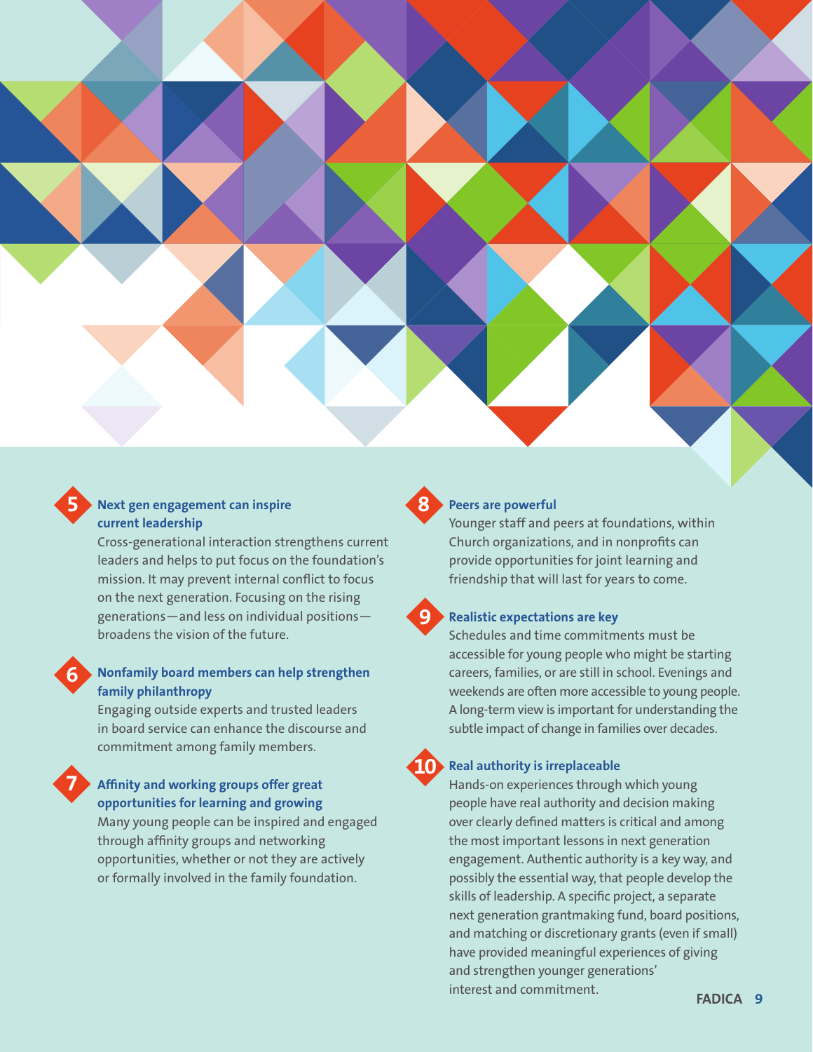### 5 Next gen engagement can inspire current leadership

Cross-generational interaction strengthens current leaders and helps to put focus on the foundation's mission. It may prevent internal conflict to focus on the next generation. Focusing on the rising generations—and less on individual positions—broadens the vision of the future.

### 6 Nonfamily board members can help strengthen family philanthropy

Engaging outside experts and trusted leaders in board service can enhance the discourse and commitment among family members.

### 7 Affinity and working groups offer great opportunities for learning and growing

Many young people can be inspired and engaged through affinity groups and networking opportunities, whether or not they are actively or formally involved in the family foundation.

### 8 Peers are powerful

Younger staff and peers at foundations, within Church organizations, and in nonprofits can provide opportunities for joint learning and friendship that will last for years to come.

### 9 Realistic expectations are key

Schedules and time commitments must be accessible for young people who might be starting careers, families, or are still in school. Evenings and weekends are often more accessible to young people. A long-term view is important for understanding the subtle impact of change in families over decades.

### 10 Real authority is irreplaceable

Hands-on experiences through which young people have real authority and decision making over clearly defined matters is critical and among the most important lessons in next generation engagement. Authentic authority is a key way, and possibly the essential way, that people develop the skills of leadership. A specific project, a separate next generation grantmaking fund, board positions, and matching or discretionary grants (even if small) have provided meaningful experiences of giving and strengthen younger generations' interest and commitment.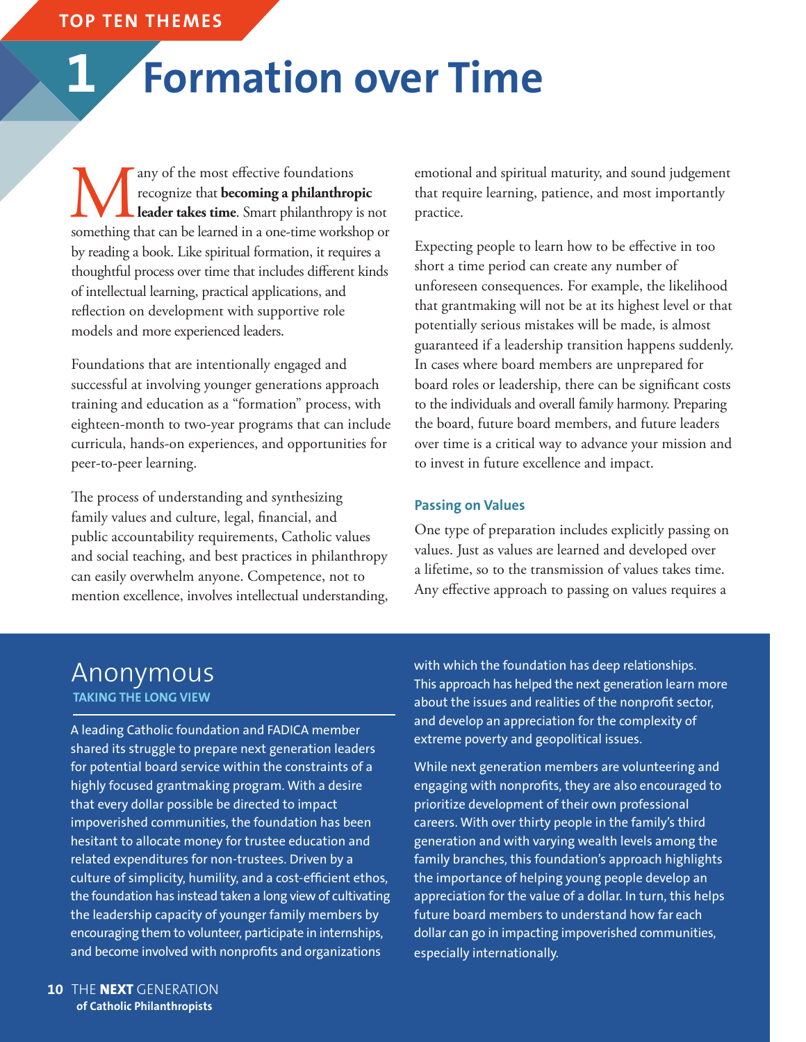TOP TEN THEMES

# 1 Formation over Time

Many of the most effective foundations recognize that **becoming a philanthropic leader takes time**. Smart philanthropy is not something that can be learned in a one-time workshop or by reading a book. Like spiritual formation, it requires a thoughtful process over time that includes different kinds of intellectual learning, practical applications, and reflection on development with supportive role models and more experienced leaders.

Foundations that are intentionally engaged and successful at involving younger generations approach training and education as a "formation" process, with eighteen-month to two-year programs that can include curricula, hands-on experiences, and opportunities for peer-to-peer learning.

The process of understanding and synthesizing family values and culture, legal, financial, and public accountability requirements, Catholic values and social teaching, and best practices in philanthropy can easily overwhelm anyone. Competence, not to mention excellence, involves intellectual understanding, emotional and spiritual maturity, and sound judgement that require learning, patience, and most importantly practice.

Expecting people to learn how to be effective in too short a time period can create any number of unforeseen consequences. For example, the likelihood that grantmaking will not be at its highest level or that potentially serious mistakes will be made, is almost guaranteed if a leadership transition happens suddenly. In cases where board members are unprepared for board roles or leadership, there can be significant costs to the individuals and overall family harmony. Preparing the board, future board members, and future leaders over time is a critical way to advance your mission and to invest in future excellence and impact.

### Passing on Values

One type of preparation includes explicitly passing on values. Just as values are learned and developed over a lifetime, so to the transmission of values takes time. Any effective approach to passing on values requires a

## Anonymous
**TAKING THE LONG VIEW**

A leading Catholic foundation and FADICA member shared its struggle to prepare next generation leaders for potential board service within the constraints of a highly focused grantmaking program. With a desire that every dollar possible be directed to impact impoverished communities, the foundation has been hesitant to allocate money for trustee education and related expenditures for non-trustees. Driven by a culture of simplicity, humility, and a cost-efficient ethos, the foundation has instead taken a long view of cultivating the leadership capacity of younger family members by encouraging them to volunteer, participate in internships, and become involved with nonprofits and organizations with which the foundation has deep relationships. This approach has helped the next generation learn more about the issues and realities of the nonprofit sector, and develop an appreciation for the complexity of extreme poverty and geopolitical issues.

While next generation members are volunteering and engaging with nonprofits, they are also encouraged to prioritize development of their own professional careers. With over thirty people in the family's third generation and with varying wealth levels among the family branches, this foundation's approach highlights the importance of helping young people develop an appreciation for the value of a dollar. In turn, this helps future board members to understand how far each dollar can go in impacting impoverished communities, especially internationally.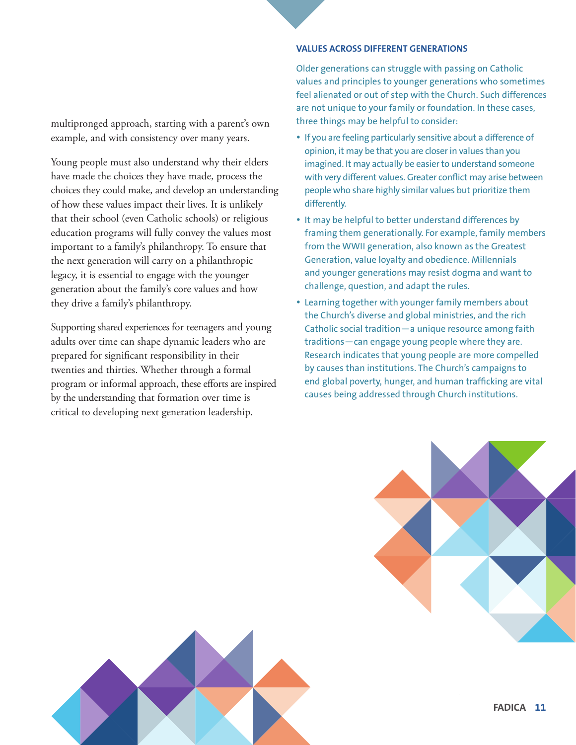multipronged approach, starting with a parent's own example, and with consistency over many years.

Young people must also understand why their elders have made the choices they have made, process the choices they could make, and develop an understanding of how these values impact their lives. It is unlikely that their school (even Catholic schools) or religious education programs will fully convey the values most important to a family's philanthropy. To ensure that the next generation will carry on a philanthropic legacy, it is essential to engage with the younger generation about the family's core values and how they drive a family's philanthropy.

Supporting shared experiences for teenagers and young adults over time can shape dynamic leaders who are prepared for significant responsibility in their twenties and thirties. Whether through a formal program or informal approach, these efforts are inspired by the understanding that formation over time is critical to developing next generation leadership.

### VALUES ACROSS DIFFERENT GENERATIONS

Older generations can struggle with passing on Catholic values and principles to younger generations who sometimes feel alienated or out of step with the Church. Such differences are not unique to your family or foundation. In these cases, three things may be helpful to consider:

- If you are feeling particularly sensitive about a difference of opinion, it may be that you are closer in values than you imagined. It may actually be easier to understand someone with very different values. Greater conflict may arise between people who share highly similar values but prioritize them differently.
- It may be helpful to better understand differences by framing them generationally. For example, family members from the WWII generation, also known as the Greatest Generation, value loyalty and obedience. Millennials and younger generations may resist dogma and want to challenge, question, and adapt the rules.
- Learning together with younger family members about the Church's diverse and global ministries, and the rich Catholic social tradition—a unique resource among faith traditions—can engage young people where they are. Research indicates that young people are more compelled by causes than institutions. The Church's campaigns to end global poverty, hunger, and human trafficking are vital causes being addressed through Church institutions.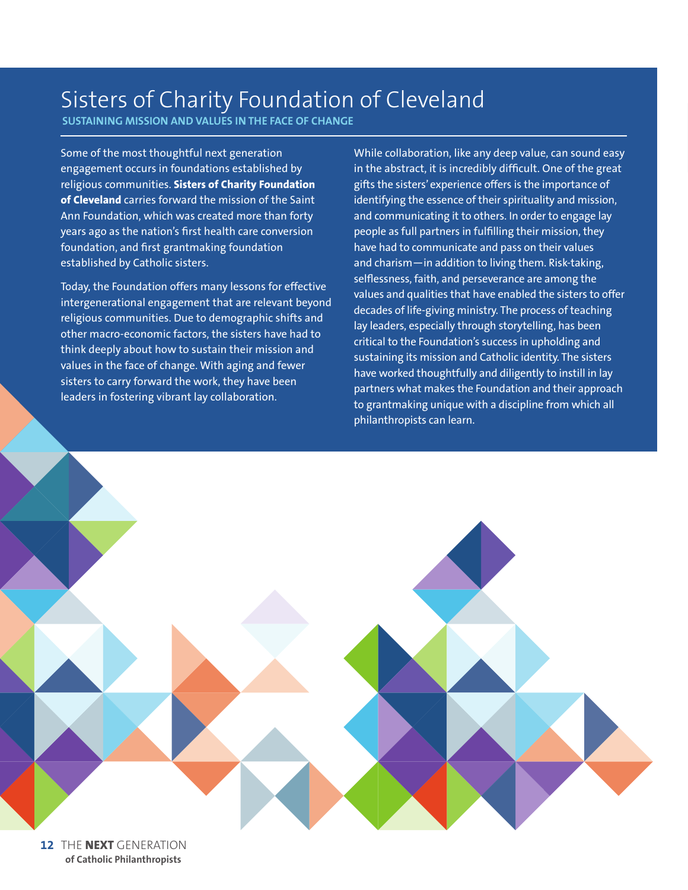# Sisters of Charity Foundation of Cleveland

**SUSTAINING MISSION AND VALUES IN THE FACE OF CHANGE**

Some of the most thoughtful next generation engagement occurs in foundations established by religious communities. **Sisters of Charity Foundation of Cleveland** carries forward the mission of the Saint Ann Foundation, which was created more than forty years ago as the nation's first health care conversion foundation, and first grantmaking foundation established by Catholic sisters.

Today, the Foundation offers many lessons for effective intergenerational engagement that are relevant beyond religious communities. Due to demographic shifts and other macro-economic factors, the sisters have had to think deeply about how to sustain their mission and values in the face of change. With aging and fewer sisters to carry forward the work, they have been leaders in fostering vibrant lay collaboration.

While collaboration, like any deep value, can sound easy in the abstract, it is incredibly difficult. One of the great gifts the sisters' experience offers is the importance of identifying the essence of their spirituality and mission, and communicating it to others. In order to engage lay people as full partners in fulfilling their mission, they have had to communicate and pass on their values and charism—in addition to living them. Risk-taking, selflessness, faith, and perseverance are among the values and qualities that have enabled the sisters to offer decades of life-giving ministry. The process of teaching lay leaders, especially through storytelling, has been critical to the Foundation's success in upholding and sustaining its mission and Catholic identity. The sisters have worked thoughtfully and diligently to instill in lay partners what makes the Foundation and their approach to grantmaking unique with a discipline from which all philanthropists can learn.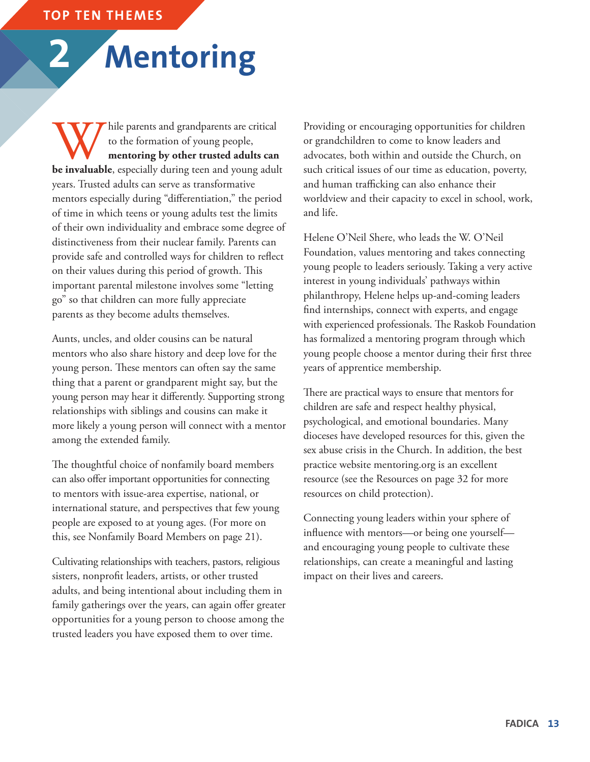TOP TEN THEMES

# 2 Mentoring

While parents and grandparents are critical to the formation of young people, **mentoring by other trusted adults can be invaluable**, especially during teen and young adult years. Trusted adults can serve as transformative mentors especially during "differentiation," the period of time in which teens or young adults test the limits of their own individuality and embrace some degree of distinctiveness from their nuclear family. Parents can provide safe and controlled ways for children to reflect on their values during this period of growth. This important parental milestone involves some "letting go" so that children can more fully appreciate parents as they become adults themselves.

Aunts, uncles, and older cousins can be natural mentors who also share history and deep love for the young person. These mentors can often say the same thing that a parent or grandparent might say, but the young person may hear it differently. Supporting strong relationships with siblings and cousins can make it more likely a young person will connect with a mentor among the extended family.

The thoughtful choice of nonfamily board members can also offer important opportunities for connecting to mentors with issue-area expertise, national, or international stature, and perspectives that few young people are exposed to at young ages. (For more on this, see Nonfamily Board Members on page 21).

Cultivating relationships with teachers, pastors, religious sisters, nonprofit leaders, artists, or other trusted adults, and being intentional about including them in family gatherings over the years, can again offer greater opportunities for a young person to choose among the trusted leaders you have exposed them to over time.

Providing or encouraging opportunities for children or grandchildren to come to know leaders and advocates, both within and outside the Church, on such critical issues of our time as education, poverty, and human trafficking can also enhance their worldview and their capacity to excel in school, work, and life.

Helene O'Neil Shere, who leads the W. O'Neil Foundation, values mentoring and takes connecting young people to leaders seriously. Taking a very active interest in young individuals' pathways within philanthropy, Helene helps up-and-coming leaders find internships, connect with experts, and engage with experienced professionals. The Raskob Foundation has formalized a mentoring program through which young people choose a mentor during their first three years of apprentice membership.

There are practical ways to ensure that mentors for children are safe and respect healthy physical, psychological, and emotional boundaries. Many dioceses have developed resources for this, given the sex abuse crisis in the Church. In addition, the best practice website mentoring.org is an excellent resource (see the Resources on page 32 for more resources on child protection).

Connecting young leaders within your sphere of influence with mentors—or being one yourself—and encouraging young people to cultivate these relationships, can create a meaningful and lasting impact on their lives and careers.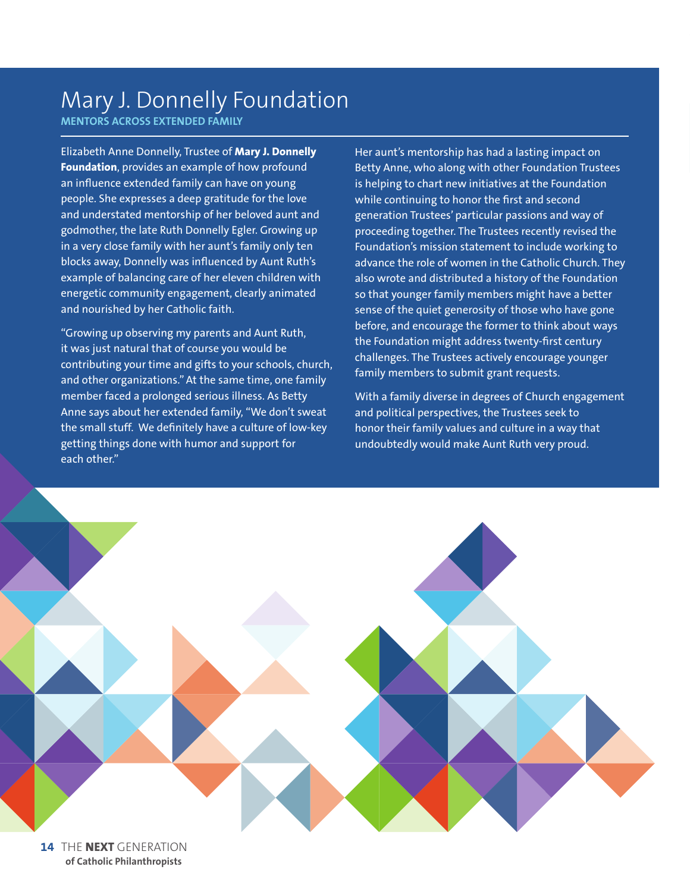# Mary J. Donnelly Foundation

## MENTORS ACROSS EXTENDED FAMILY

Elizabeth Anne Donnelly, Trustee of **Mary J. Donnelly Foundation**, provides an example of how profound an influence extended family can have on young people. She expresses a deep gratitude for the love and understated mentorship of her beloved aunt and godmother, the late Ruth Donnelly Egler. Growing up in a very close family with her aunt's family only ten blocks away, Donnelly was influenced by Aunt Ruth's example of balancing care of her eleven children with energetic community engagement, clearly animated and nourished by her Catholic faith.

"Growing up observing my parents and Aunt Ruth, it was just natural that of course you would be contributing your time and gifts to your schools, church, and other organizations." At the same time, one family member faced a prolonged serious illness. As Betty Anne says about her extended family, "We don't sweat the small stuff. We definitely have a culture of low-key getting things done with humor and support for each other."

Her aunt's mentorship has had a lasting impact on Betty Anne, who along with other Foundation Trustees is helping to chart new initiatives at the Foundation while continuing to honor the first and second generation Trustees' particular passions and way of proceeding together. The Trustees recently revised the Foundation's mission statement to include working to advance the role of women in the Catholic Church. They also wrote and distributed a history of the Foundation so that younger family members might have a better sense of the quiet generosity of those who have gone before, and encourage the former to think about ways the Foundation might address twenty-first century challenges. The Trustees actively encourage younger family members to submit grant requests.

With a family diverse in degrees of Church engagement and political perspectives, the Trustees seek to honor their family values and culture in a way that undoubtedly would make Aunt Ruth very proud.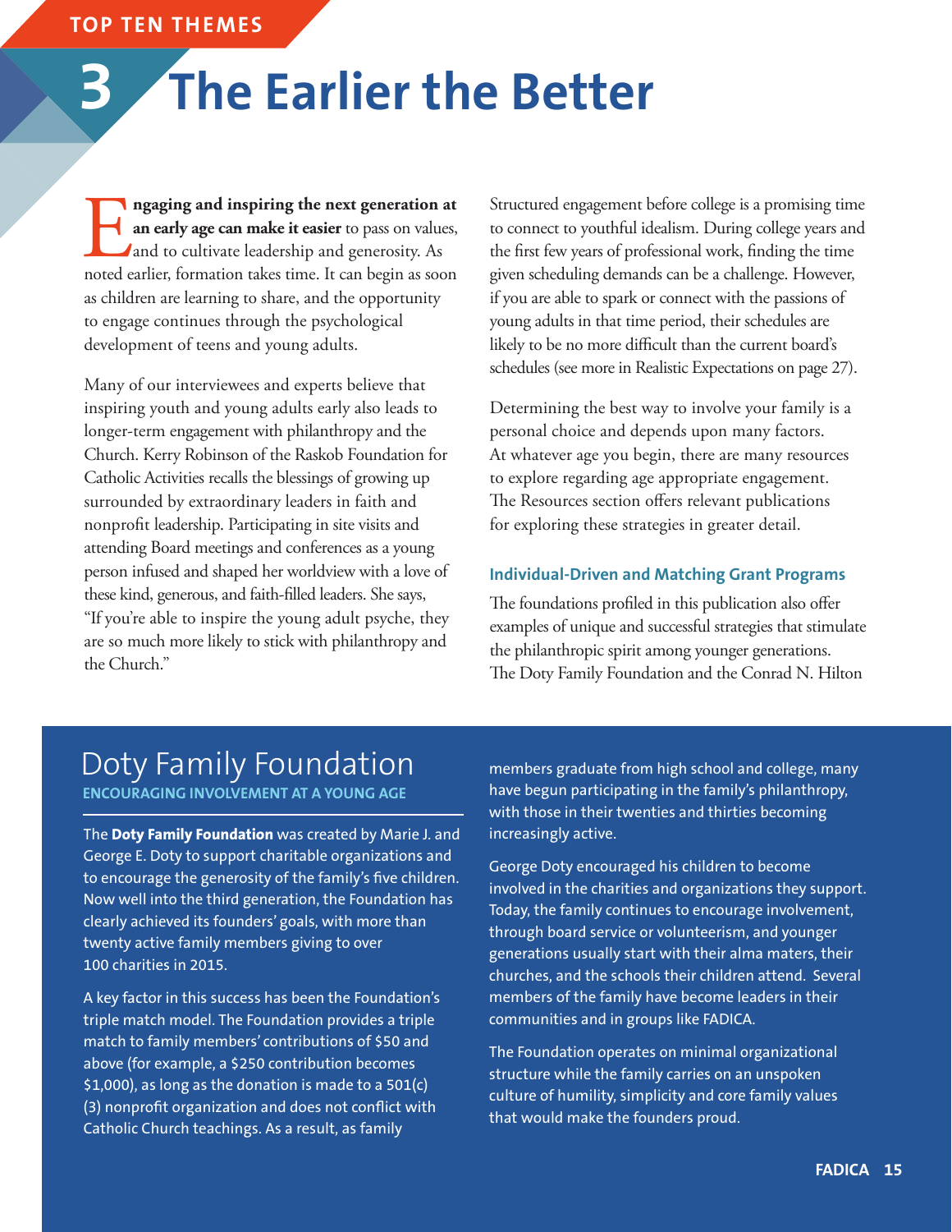TOP TEN THEMES

# 3 The Earlier the Better

**Engaging and inspiring the next generation at an early age can make it easier** to pass on values, and to cultivate leadership and generosity. As noted earlier, formation takes time. It can begin as soon as children are learning to share, and the opportunity to engage continues through the psychological development of teens and young adults.

Many of our interviewees and experts believe that inspiring youth and young adults early also leads to longer-term engagement with philanthropy and the Church. Kerry Robinson of the Raskob Foundation for Catholic Activities recalls the blessings of growing up surrounded by extraordinary leaders in faith and nonprofit leadership. Participating in site visits and attending Board meetings and conferences as a young person infused and shaped her worldview with a love of these kind, generous, and faith-filled leaders. She says, "If you're able to inspire the young adult psyche, they are so much more likely to stick with philanthropy and the Church."

Structured engagement before college is a promising time to connect to youthful idealism. During college years and the first few years of professional work, finding the time given scheduling demands can be a challenge. However, if you are able to spark or connect with the passions of young adults in that time period, their schedules are likely to be no more difficult than the current board's schedules (see more in Realistic Expectations on page 27).

Determining the best way to involve your family is a personal choice and depends upon many factors. At whatever age you begin, there are many resources to explore regarding age appropriate engagement. The Resources section offers relevant publications for exploring these strategies in greater detail.

### Individual-Driven and Matching Grant Programs

The foundations profiled in this publication also offer examples of unique and successful strategies that stimulate the philanthropic spirit among younger generations. The Doty Family Foundation and the Conrad N. Hilton

## Doty Family Foundation

**ENCOURAGING INVOLVEMENT AT A YOUNG AGE**

The **Doty Family Foundation** was created by Marie J. and George E. Doty to support charitable organizations and to encourage the generosity of the family's five children. Now well into the third generation, the Foundation has clearly achieved its founders' goals, with more than twenty active family members giving to over 100 charities in 2015.

A key factor in this success has been the Foundation's triple match model. The Foundation provides a triple match to family members' contributions of $50 and above (for example, a $250 contribution becomes $1,000), as long as the donation is made to a 501(c)(3) nonprofit organization and does not conflict with Catholic Church teachings. As a result, as family members graduate from high school and college, many have begun participating in the family's philanthropy, with those in their twenties and thirties becoming increasingly active.

George Doty encouraged his children to become involved in the charities and organizations they support. Today, the family continues to encourage involvement, through board service or volunteerism, and younger generations usually start with their alma maters, their churches, and the schools their children attend. Several members of the family have become leaders in their communities and in groups like FADICA.

The Foundation operates on minimal organizational structure while the family carries on an unspoken culture of humility, simplicity and core family values that would make the founders proud.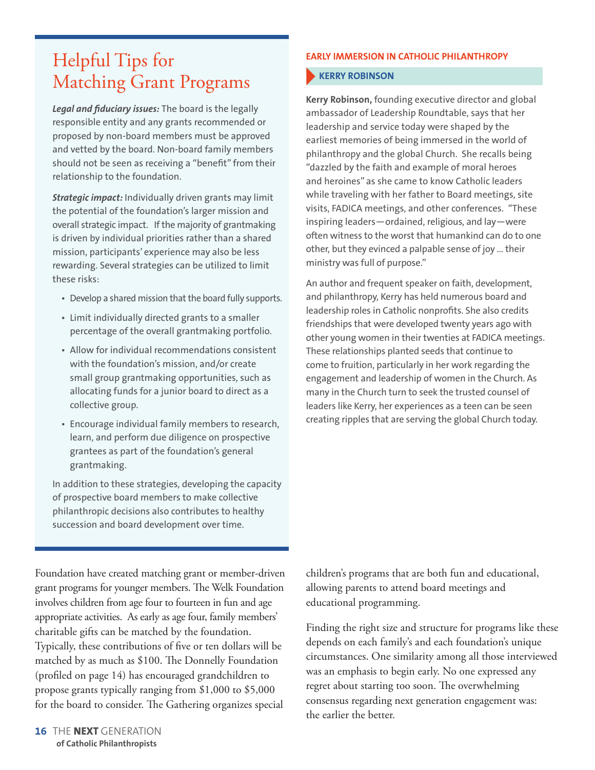## Helpful Tips for Matching Grant Programs

***Legal and fiduciary issues:*** The board is the legally responsible entity and any grants recommended or proposed by non-board members must be approved and vetted by the board. Non-board family members should not be seen as receiving a "benefit" from their relationship to the foundation.

***Strategic impact:*** Individually driven grants may limit the potential of the foundation's larger mission and overall strategic impact. If the majority of grantmaking is driven by individual priorities rather than a shared mission, participants' experience may also be less rewarding. Several strategies can be utilized to limit these risks:

- Develop a shared mission that the board fully supports.
- Limit individually directed grants to a smaller percentage of the overall grantmaking portfolio.
- Allow for individual recommendations consistent with the foundation's mission, and/or create small group grantmaking opportunities, such as allocating funds for a junior board to direct as a collective group.
- Encourage individual family members to research, learn, and perform due diligence on prospective grantees as part of the foundation's general grantmaking.

In addition to these strategies, developing the capacity of prospective board members to make collective philanthropic decisions also contributes to healthy succession and board development over time.

### EARLY IMMERSION IN CATHOLIC PHILANTHROPY

#### KERRY ROBINSON

**Kerry Robinson,** founding executive director and global ambassador of Leadership Roundtable, says that her leadership and service today were shaped by the earliest memories of being immersed in the world of philanthropy and the global Church. She recalls being "dazzled by the faith and example of moral heroes and heroines" as she came to know Catholic leaders while traveling with her father to Board meetings, site visits, FADICA meetings, and other conferences. "These inspiring leaders—ordained, religious, and lay—were often witness to the worst that humankind can do to one other, but they evinced a palpable sense of joy ... their ministry was full of purpose."

An author and frequent speaker on faith, development, and philanthropy, Kerry has held numerous board and leadership roles in Catholic nonprofits. She also credits friendships that were developed twenty years ago with other young women in their twenties at FADICA meetings. These relationships planted seeds that continue to come to fruition, particularly in her work regarding the engagement and leadership of women in the Church. As many in the Church turn to seek the trusted counsel of leaders like Kerry, her experiences as a teen can be seen creating ripples that are serving the global Church today.

Foundation have created matching grant or member-driven grant programs for younger members. The Welk Foundation involves children from age four to fourteen in fun and age appropriate activities. As early as age four, family members' charitable gifts can be matched by the foundation. Typically, these contributions of five or ten dollars will be matched by as much as $100. The Donnelly Foundation (profiled on page 14) has encouraged grandchildren to propose grants typically ranging from $1,000 to $5,000 for the board to consider. The Gathering organizes special children's programs that are both fun and educational, allowing parents to attend board meetings and educational programming.

Finding the right size and structure for programs like these depends on each family's and each foundation's unique circumstances. One similarity among all those interviewed was an emphasis to begin early. No one expressed any regret about starting too soon. The overwhelming consensus regarding next generation engagement was: the earlier the better.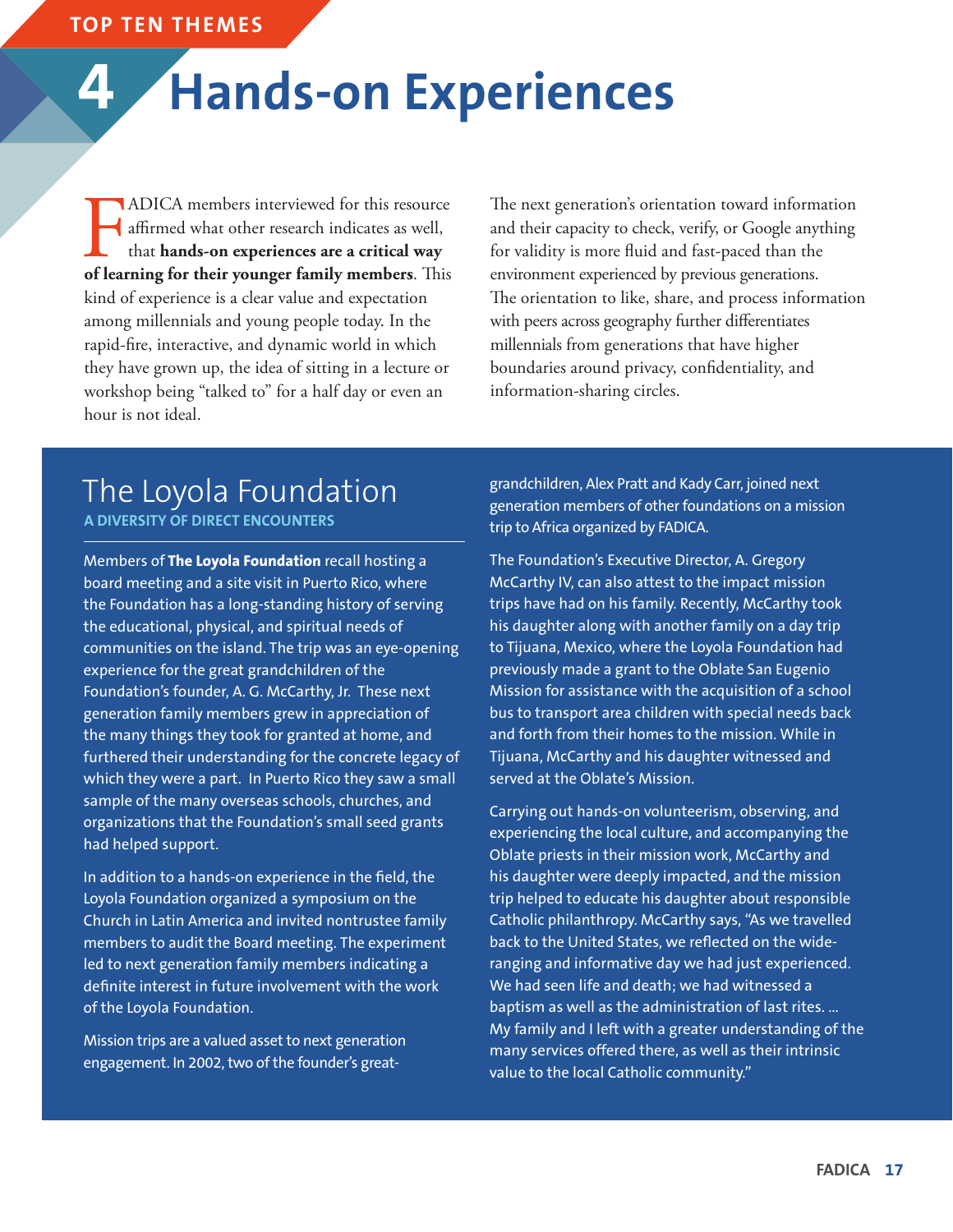TOP TEN THEMES

# 4 Hands-on Experiences

FADICA members interviewed for this resource affirmed what other research indicates as well, that **hands-on experiences are a critical way of learning for their younger family members**. This kind of experience is a clear value and expectation among millennials and young people today. In the rapid-fire, interactive, and dynamic world in which they have grown up, the idea of sitting in a lecture or workshop being "talked to" for a half day or even an hour is not ideal.

The next generation's orientation toward information and their capacity to check, verify, or Google anything for validity is more fluid and fast-paced than the environment experienced by previous generations. The orientation to like, share, and process information with peers across geography further differentiates millennials from generations that have higher boundaries around privacy, confidentiality, and information-sharing circles.

## The Loyola Foundation

### A DIVERSITY OF DIRECT ENCOUNTERS

Members of **The Loyola Foundation** recall hosting a board meeting and a site visit in Puerto Rico, where the Foundation has a long-standing history of serving the educational, physical, and spiritual needs of communities on the island. The trip was an eye-opening experience for the great grandchildren of the Foundation's founder, A. G. McCarthy, Jr. These next generation family members grew in appreciation of the many things they took for granted at home, and furthered their understanding for the concrete legacy of which they were a part. In Puerto Rico they saw a small sample of the many overseas schools, churches, and organizations that the Foundation's small seed grants had helped support.

In addition to a hands-on experience in the field, the Loyola Foundation organized a symposium on the Church in Latin America and invited nontrustee family members to audit the Board meeting. The experiment led to next generation family members indicating a definite interest in future involvement with the work of the Loyola Foundation.

Mission trips are a valued asset to next generation engagement. In 2002, two of the founder's great-grandchildren, Alex Pratt and Kady Carr, joined next generation members of other foundations on a mission trip to Africa organized by FADICA.

The Foundation's Executive Director, A. Gregory McCarthy IV, can also attest to the impact mission trips have had on his family. Recently, McCarthy took his daughter along with another family on a day trip to Tijuana, Mexico, where the Loyola Foundation had previously made a grant to the Oblate San Eugenio Mission for assistance with the acquisition of a school bus to transport area children with special needs back and forth from their homes to the mission. While in Tijuana, McCarthy and his daughter witnessed and served at the Oblate's Mission.

Carrying out hands-on volunteerism, observing, and experiencing the local culture, and accompanying the Oblate priests in their mission work, McCarthy and his daughter were deeply impacted, and the mission trip helped to educate his daughter about responsible Catholic philanthropy. McCarthy says, "As we travelled back to the United States, we reflected on the wide-ranging and informative day we had just experienced. We had seen life and death; we had witnessed a baptism as well as the administration of last rites. ... My family and I left with a greater understanding of the many services offered there, as well as their intrinsic value to the local Catholic community."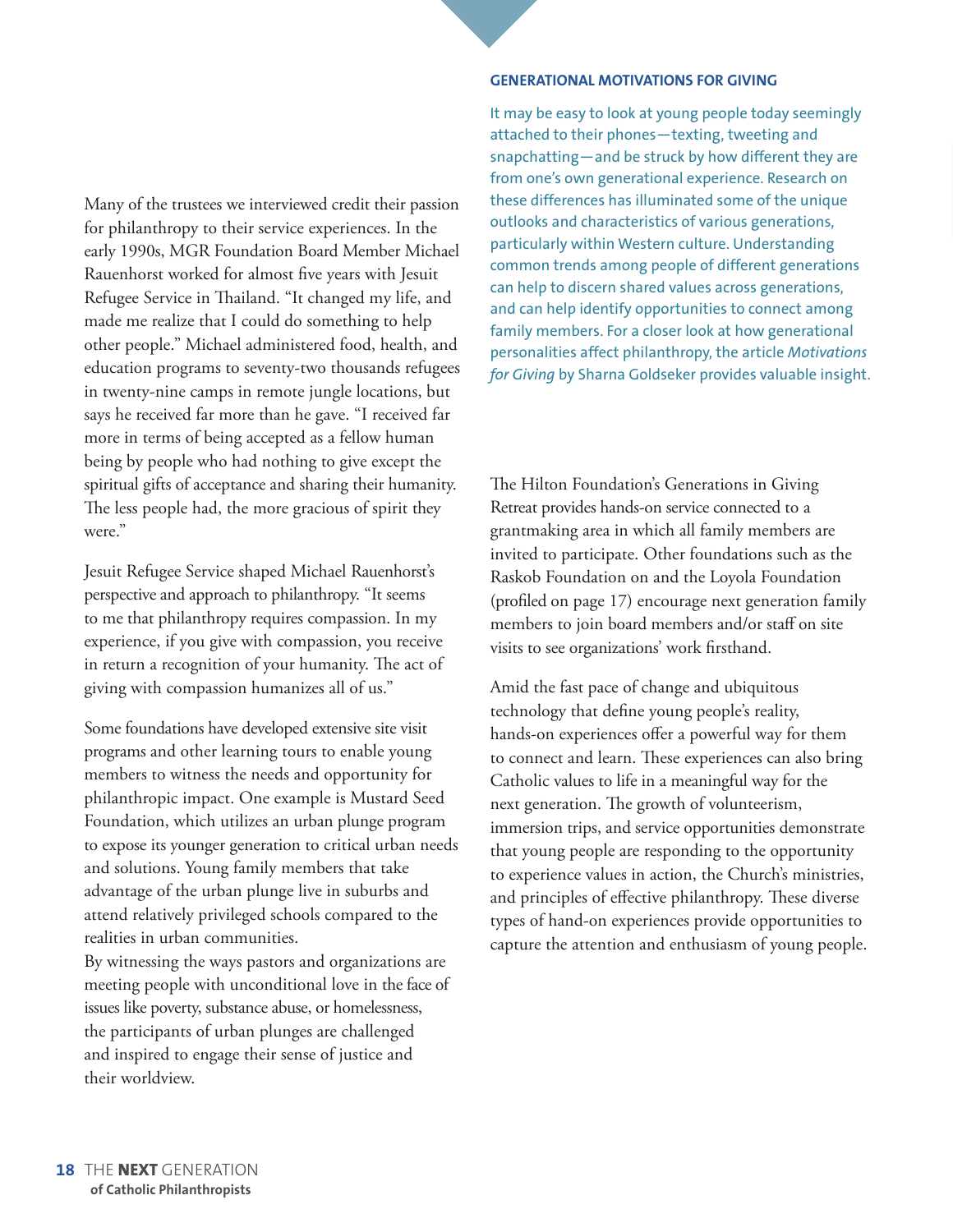Many of the trustees we interviewed credit their passion for philanthropy to their service experiences. In the early 1990s, MGR Foundation Board Member Michael Rauenhorst worked for almost five years with Jesuit Refugee Service in Thailand. "It changed my life, and made me realize that I could do something to help other people." Michael administered food, health, and education programs to seventy-two thousands refugees in twenty-nine camps in remote jungle locations, but says he received far more than he gave. "I received far more in terms of being accepted as a fellow human being by people who had nothing to give except the spiritual gifts of acceptance and sharing their humanity. The less people had, the more gracious of spirit they were."

Jesuit Refugee Service shaped Michael Rauenhorst's perspective and approach to philanthropy. "It seems to me that philanthropy requires compassion. In my experience, if you give with compassion, you receive in return a recognition of your humanity. The act of giving with compassion humanizes all of us."

Some foundations have developed extensive site visit programs and other learning tours to enable young members to witness the needs and opportunity for philanthropic impact. One example is Mustard Seed Foundation, which utilizes an urban plunge program to expose its younger generation to critical urban needs and solutions. Young family members that take advantage of the urban plunge live in suburbs and attend relatively privileged schools compared to the realities in urban communities.

By witnessing the ways pastors and organizations are meeting people with unconditional love in the face of issues like poverty, substance abuse, or homelessness, the participants of urban plunges are challenged and inspired to engage their sense of justice and their worldview.

### GENERATIONAL MOTIVATIONS FOR GIVING

It may be easy to look at young people today seemingly attached to their phones—texting, tweeting and snapchatting—and be struck by how different they are from one's own generational experience. Research on these differences has illuminated some of the unique outlooks and characteristics of various generations, particularly within Western culture. Understanding common trends among people of different generations can help to discern shared values across generations, and can help identify opportunities to connect among family members. For a closer look at how generational personalities affect philanthropy, the article *Motivations for Giving* by Sharna Goldseker provides valuable insight.

The Hilton Foundation's Generations in Giving Retreat provides hands-on service connected to a grantmaking area in which all family members are invited to participate. Other foundations such as the Raskob Foundation on and the Loyola Foundation (profiled on page 17) encourage next generation family members to join board members and/or staff on site visits to see organizations' work firsthand.

Amid the fast pace of change and ubiquitous technology that define young people's reality, hands-on experiences offer a powerful way for them to connect and learn. These experiences can also bring Catholic values to life in a meaningful way for the next generation. The growth of volunteerism, immersion trips, and service opportunities demonstrate that young people are responding to the opportunity to experience values in action, the Church's ministries, and principles of effective philanthropy. These diverse types of hand-on experiences provide opportunities to capture the attention and enthusiasm of young people.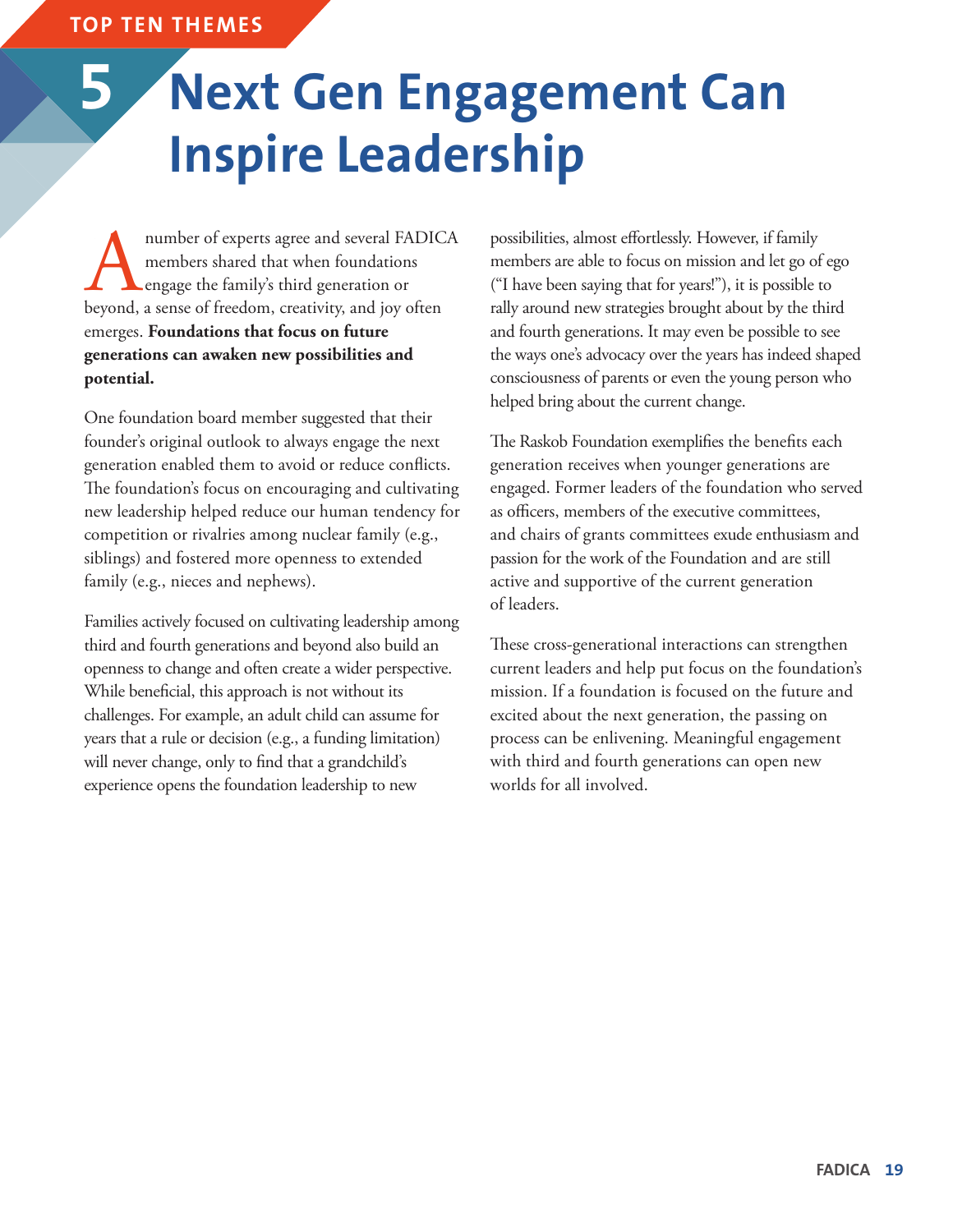TOP TEN THEMES

# 5 Next Gen Engagement Can Inspire Leadership

A number of experts agree and several FADICA members shared that when foundations engage the family's third generation or beyond, a sense of freedom, creativity, and joy often emerges. **Foundations that focus on future generations can awaken new possibilities and potential.**

One foundation board member suggested that their founder's original outlook to always engage the next generation enabled them to avoid or reduce conflicts. The foundation's focus on encouraging and cultivating new leadership helped reduce our human tendency for competition or rivalries among nuclear family (e.g., siblings) and fostered more openness to extended family (e.g., nieces and nephews).

Families actively focused on cultivating leadership among third and fourth generations and beyond also build an openness to change and often create a wider perspective. While beneficial, this approach is not without its challenges. For example, an adult child can assume for years that a rule or decision (e.g., a funding limitation) will never change, only to find that a grandchild's experience opens the foundation leadership to new possibilities, almost effortlessly. However, if family members are able to focus on mission and let go of ego ("I have been saying that for years!"), it is possible to rally around new strategies brought about by the third and fourth generations. It may even be possible to see the ways one's advocacy over the years has indeed shaped consciousness of parents or even the young person who helped bring about the current change.

The Raskob Foundation exemplifies the benefits each generation receives when younger generations are engaged. Former leaders of the foundation who served as officers, members of the executive committees, and chairs of grants committees exude enthusiasm and passion for the work of the Foundation and are still active and supportive of the current generation of leaders.

These cross-generational interactions can strengthen current leaders and help put focus on the foundation's mission. If a foundation is focused on the future and excited about the next generation, the passing on process can be enlivening. Meaningful engagement with third and fourth generations can open new worlds for all involved.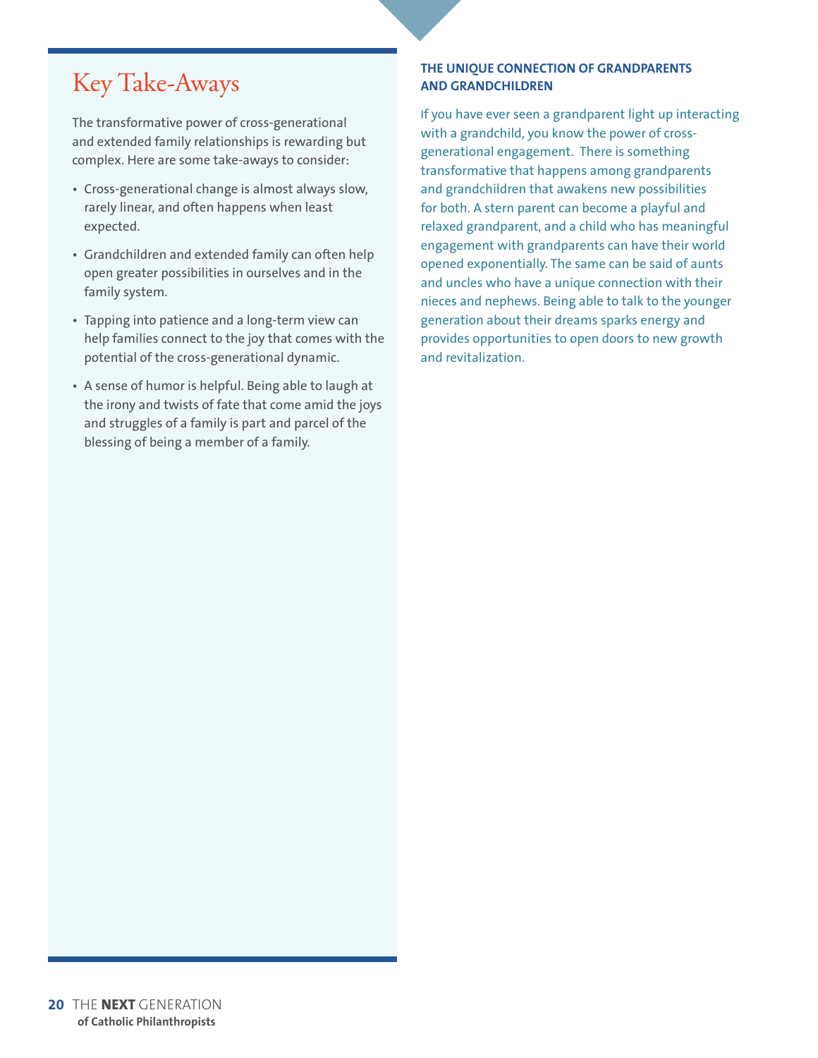## Key Take-Aways

The transformative power of cross-generational and extended family relationships is rewarding but complex. Here are some take-aways to consider:

- Cross-generational change is almost always slow, rarely linear, and often happens when least expected.
- Grandchildren and extended family can often help open greater possibilities in ourselves and in the family system.
- Tapping into patience and a long-term view can help families connect to the joy that comes with the potential of the cross-generational dynamic.
- A sense of humor is helpful. Being able to laugh at the irony and twists of fate that come amid the joys and struggles of a family is part and parcel of the blessing of being a member of a family.

### THE UNIQUE CONNECTION OF GRANDPARENTS AND GRANDCHILDREN

If you have ever seen a grandparent light up interacting with a grandchild, you know the power of cross-generational engagement. There is something transformative that happens among grandparents and grandchildren that awakens new possibilities for both. A stern parent can become a playful and relaxed grandparent, and a child who has meaningful engagement with grandparents can have their world opened exponentially. The same can be said of aunts and uncles who have a unique connection with their nieces and nephews. Being able to talk to the younger generation about their dreams sparks energy and provides opportunities to open doors to new growth and revitalization.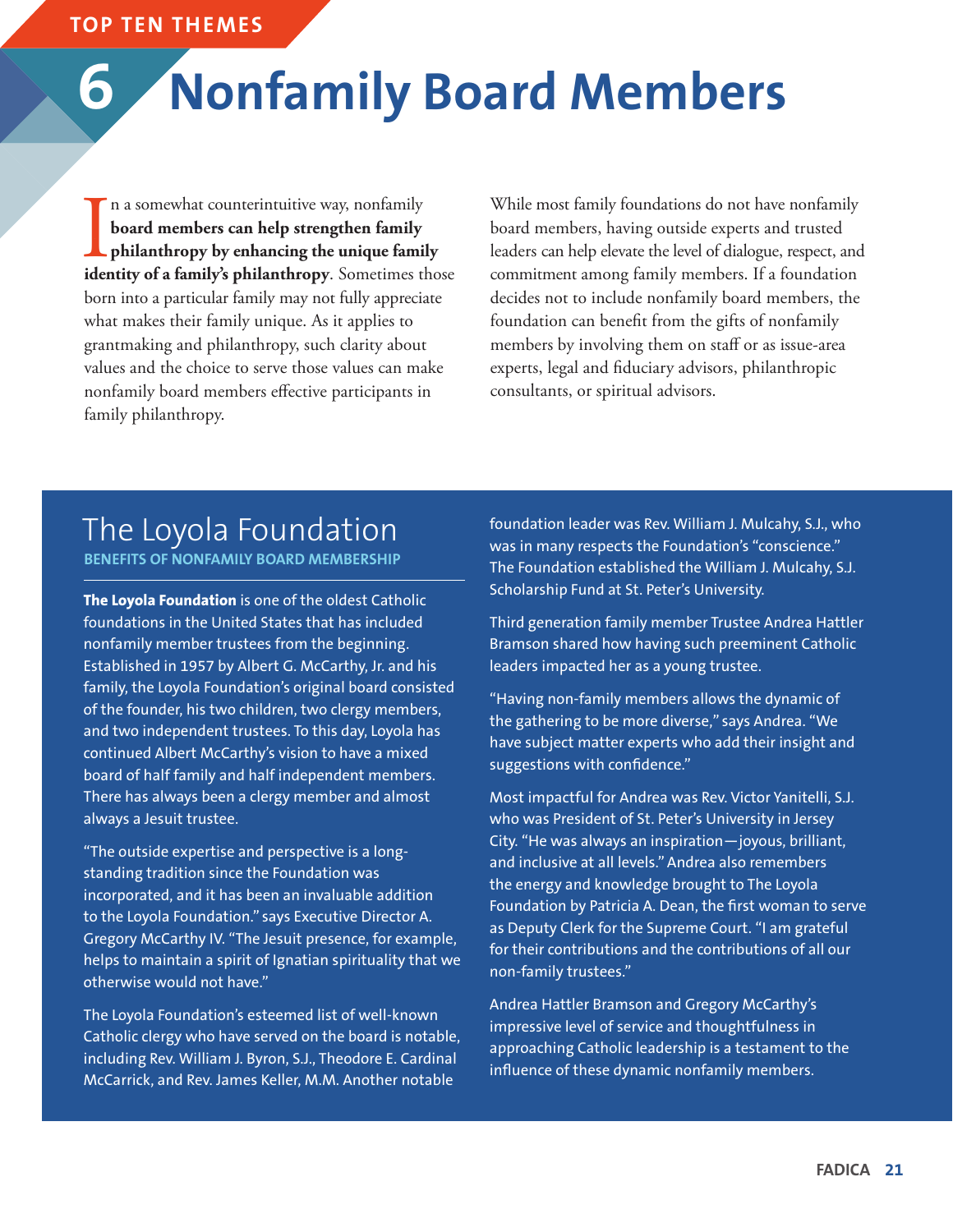TOP TEN THEMES

# 6 Nonfamily Board Members

In a somewhat counterintuitive way, nonfamily **board members can help strengthen family philanthropy by enhancing the unique family identity of a family's philanthropy**. Sometimes those born into a particular family may not fully appreciate what makes their family unique. As it applies to grantmaking and philanthropy, such clarity about values and the choice to serve those values can make nonfamily board members effective participants in family philanthropy.

While most family foundations do not have nonfamily board members, having outside experts and trusted leaders can help elevate the level of dialogue, respect, and commitment among family members. If a foundation decides not to include nonfamily board members, the foundation can benefit from the gifts of nonfamily members by involving them on staff or as issue-area experts, legal and fiduciary advisors, philanthropic consultants, or spiritual advisors.

## The Loyola Foundation

### BENEFITS OF NONFAMILY BOARD MEMBERSHIP

**The Loyola Foundation** is one of the oldest Catholic foundations in the United States that has included nonfamily member trustees from the beginning. Established in 1957 by Albert G. McCarthy, Jr. and his family, the Loyola Foundation's original board consisted of the founder, his two children, two clergy members, and two independent trustees. To this day, Loyola has continued Albert McCarthy's vision to have a mixed board of half family and half independent members. There has always been a clergy member and almost always a Jesuit trustee.

"The outside expertise and perspective is a long-standing tradition since the Foundation was incorporated, and it has been an invaluable addition to the Loyola Foundation." says Executive Director A. Gregory McCarthy IV. "The Jesuit presence, for example, helps to maintain a spirit of Ignatian spirituality that we otherwise would not have."

The Loyola Foundation's esteemed list of well-known Catholic clergy who have served on the board is notable, including Rev. William J. Byron, S.J., Theodore E. Cardinal McCarrick, and Rev. James Keller, M.M. Another notable foundation leader was Rev. William J. Mulcahy, S.J., who was in many respects the Foundation's "conscience." The Foundation established the William J. Mulcahy, S.J. Scholarship Fund at St. Peter's University.

Third generation family member Trustee Andrea Hattler Bramson shared how having such preeminent Catholic leaders impacted her as a young trustee.

"Having non-family members allows the dynamic of the gathering to be more diverse," says Andrea. "We have subject matter experts who add their insight and suggestions with confidence."

Most impactful for Andrea was Rev. Victor Yanitelli, S.J. who was President of St. Peter's University in Jersey City. "He was always an inspiration—joyous, brilliant, and inclusive at all levels." Andrea also remembers the energy and knowledge brought to The Loyola Foundation by Patricia A. Dean, the first woman to serve as Deputy Clerk for the Supreme Court. "I am grateful for their contributions and the contributions of all our non-family trustees."

Andrea Hattler Bramson and Gregory McCarthy's impressive level of service and thoughtfulness in approaching Catholic leadership is a testament to the influence of these dynamic nonfamily members.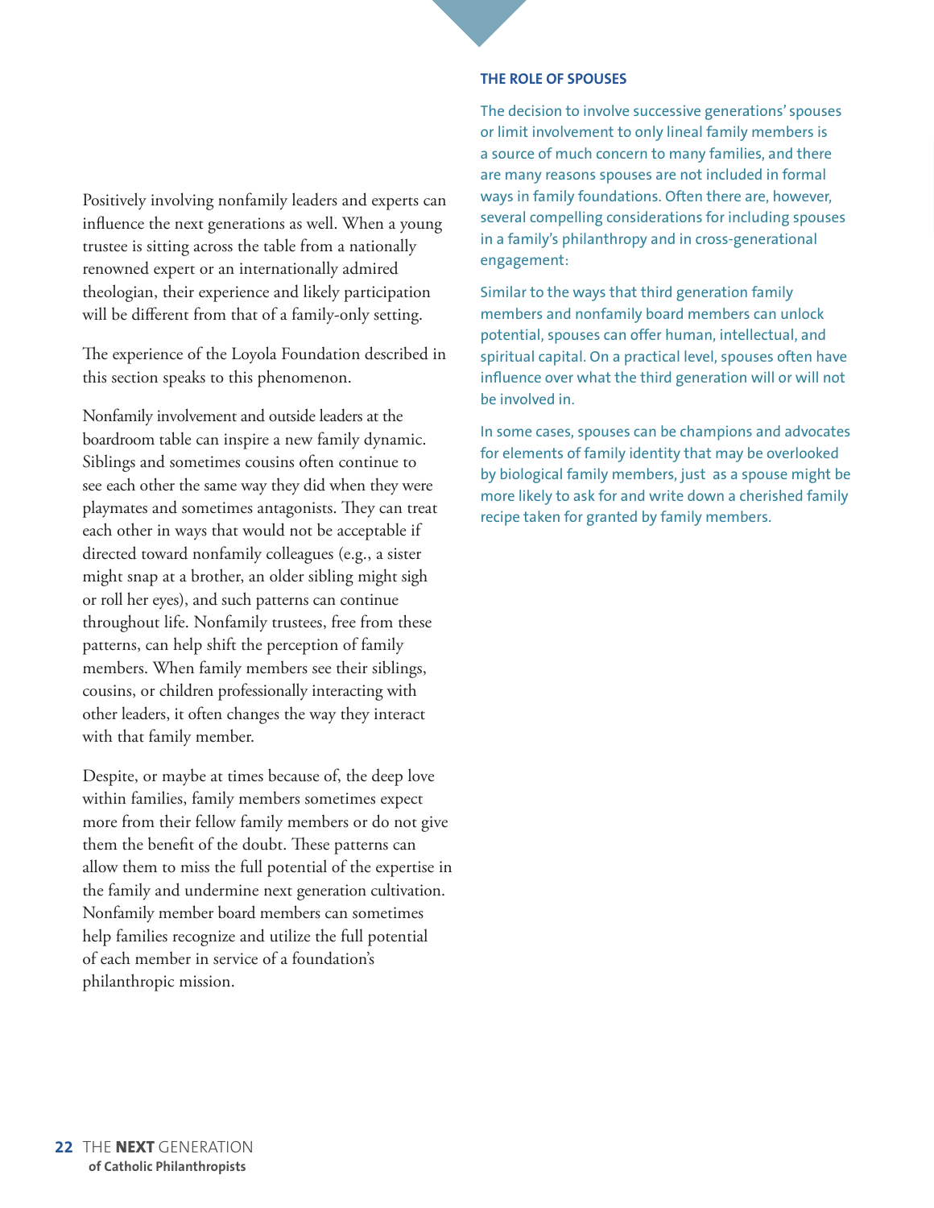Positively involving nonfamily leaders and experts can influence the next generations as well. When a young trustee is sitting across the table from a nationally renowned expert or an internationally admired theologian, their experience and likely participation will be different from that of a family-only setting.

The experience of the Loyola Foundation described in this section speaks to this phenomenon.

Nonfamily involvement and outside leaders at the boardroom table can inspire a new family dynamic. Siblings and sometimes cousins often continue to see each other the same way they did when they were playmates and sometimes antagonists. They can treat each other in ways that would not be acceptable if directed toward nonfamily colleagues (e.g., a sister might snap at a brother, an older sibling might sigh or roll her eyes), and such patterns can continue throughout life. Nonfamily trustees, free from these patterns, can help shift the perception of family members. When family members see their siblings, cousins, or children professionally interacting with other leaders, it often changes the way they interact with that family member.

Despite, or maybe at times because of, the deep love within families, family members sometimes expect more from their fellow family members or do not give them the benefit of the doubt. These patterns can allow them to miss the full potential of the expertise in the family and undermine next generation cultivation. Nonfamily member board members can sometimes help families recognize and utilize the full potential of each member in service of a foundation's philanthropic mission.

### THE ROLE OF SPOUSES

The decision to involve successive generations' spouses or limit involvement to only lineal family members is a source of much concern to many families, and there are many reasons spouses are not included in formal ways in family foundations. Often there are, however, several compelling considerations for including spouses in a family's philanthropy and in cross-generational engagement:

Similar to the ways that third generation family members and nonfamily board members can unlock potential, spouses can offer human, intellectual, and spiritual capital. On a practical level, spouses often have influence over what the third generation will or will not be involved in.

In some cases, spouses can be champions and advocates for elements of family identity that may be overlooked by biological family members, just as a spouse might be more likely to ask for and write down a cherished family recipe taken for granted by family members.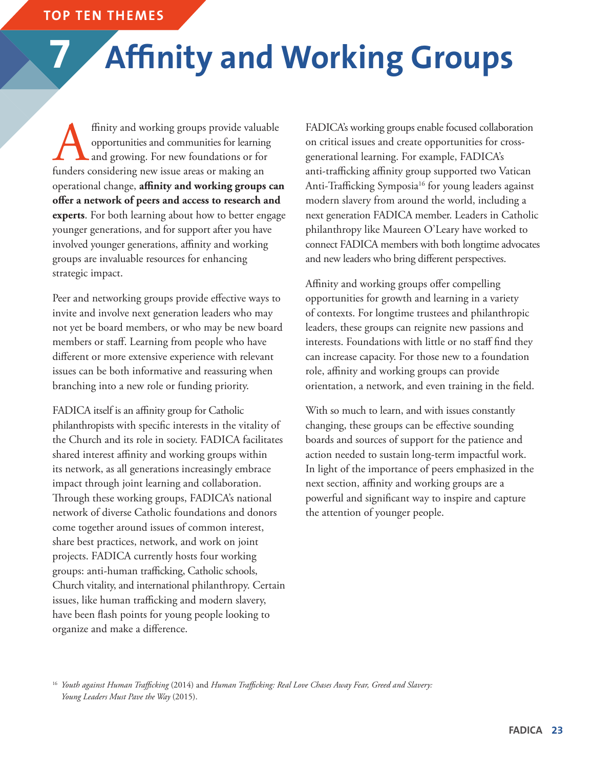TOP TEN THEMES

# 7 Affinity and Working Groups

Affinity and working groups provide valuable opportunities and communities for learning and growing. For new foundations or for funders considering new issue areas or making an operational change, **affinity and working groups can offer a network of peers and access to research and experts**. For both learning about how to better engage younger generations, and for support after you have involved younger generations, affinity and working groups are invaluable resources for enhancing strategic impact.

Peer and networking groups provide effective ways to invite and involve next generation leaders who may not yet be board members, or who may be new board members or staff. Learning from people who have different or more extensive experience with relevant issues can be both informative and reassuring when branching into a new role or funding priority.

FADICA itself is an affinity group for Catholic philanthropists with specific interests in the vitality of the Church and its role in society. FADICA facilitates shared interest affinity and working groups within its network, as all generations increasingly embrace impact through joint learning and collaboration. Through these working groups, FADICA's national network of diverse Catholic foundations and donors come together around issues of common interest, share best practices, network, and work on joint projects. FADICA currently hosts four working groups: anti-human trafficking, Catholic schools, Church vitality, and international philanthropy. Certain issues, like human trafficking and modern slavery, have been flash points for young people looking to organize and make a difference.

FADICA's working groups enable focused collaboration on critical issues and create opportunities for cross-generational learning. For example, FADICA's anti-trafficking affinity group supported two Vatican Anti-Trafficking Symposia[16] for young leaders against modern slavery from around the world, including a next generation FADICA member. Leaders in Catholic philanthropy like Maureen O'Leary have worked to connect FADICA members with both longtime advocates and new leaders who bring different perspectives.

Affinity and working groups offer compelling opportunities for growth and learning in a variety of contexts. For longtime trustees and philanthropic leaders, these groups can reignite new passions and interests. Foundations with little or no staff find they can increase capacity. For those new to a foundation role, affinity and working groups can provide orientation, a network, and even training in the field.

With so much to learn, and with issues constantly changing, these groups can be effective sounding boards and sources of support for the patience and action needed to sustain long-term impactful work. In light of the importance of peers emphasized in the next section, affinity and working groups are a powerful and significant way to inspire and capture the attention of younger people.

[16] *Youth against Human Trafficking* (2014) and *Human Trafficking: Real Love Chases Away Fear, Greed and Slavery: Young Leaders Must Pave the Way* (2015).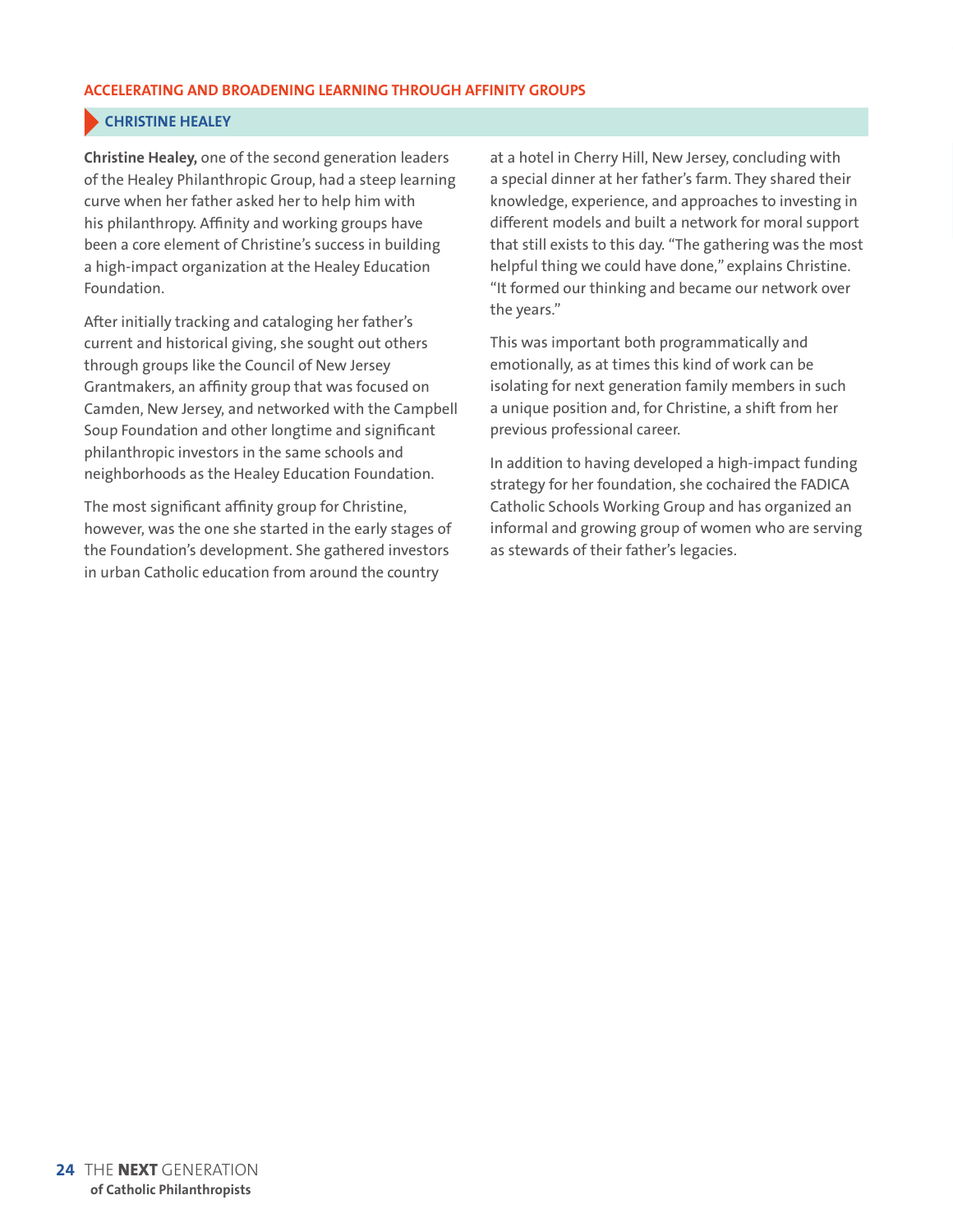## ACCELERATING AND BROADENING LEARNING THROUGH AFFINITY GROUPS

### CHRISTINE HEALEY

**Christine Healey,** one of the second generation leaders of the Healey Philanthropic Group, had a steep learning curve when her father asked her to help him with his philanthropy. Affinity and working groups have been a core element of Christine's success in building a high-impact organization at the Healey Education Foundation.

After initially tracking and cataloging her father's current and historical giving, she sought out others through groups like the Council of New Jersey Grantmakers, an affinity group that was focused on Camden, New Jersey, and networked with the Campbell Soup Foundation and other longtime and significant philanthropic investors in the same schools and neighborhoods as the Healey Education Foundation.

The most significant affinity group for Christine, however, was the one she started in the early stages of the Foundation's development. She gathered investors in urban Catholic education from around the country at a hotel in Cherry Hill, New Jersey, concluding with a special dinner at her father's farm. They shared their knowledge, experience, and approaches to investing in different models and built a network for moral support that still exists to this day. "The gathering was the most helpful thing we could have done," explains Christine. "It formed our thinking and became our network over the years."

This was important both programmatically and emotionally, as at times this kind of work can be isolating for next generation family members in such a unique position and, for Christine, a shift from her previous professional career.

In addition to having developed a high-impact funding strategy for her foundation, she cochaired the FADICA Catholic Schools Working Group and has organized an informal and growing group of women who are serving as stewards of their father's legacies.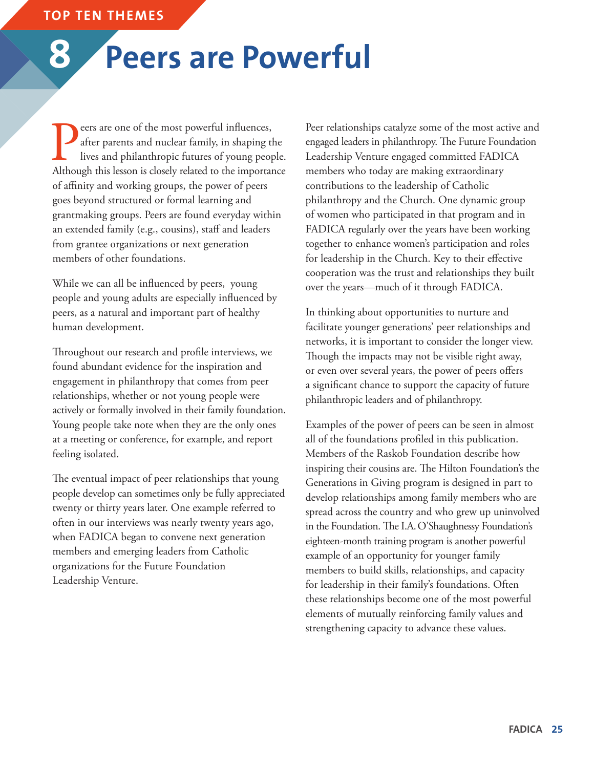TOP TEN THEMES

# 8 Peers are Powerful

Peers are one of the most powerful influences, after parents and nuclear family, in shaping the lives and philanthropic futures of young people. Although this lesson is closely related to the importance of affinity and working groups, the power of peers goes beyond structured or formal learning and grantmaking groups. Peers are found everyday within an extended family (e.g., cousins), staff and leaders from grantee organizations or next generation members of other foundations.

While we can all be influenced by peers, young people and young adults are especially influenced by peers, as a natural and important part of healthy human development.

Throughout our research and profile interviews, we found abundant evidence for the inspiration and engagement in philanthropy that comes from peer relationships, whether or not young people were actively or formally involved in their family foundation. Young people take note when they are the only ones at a meeting or conference, for example, and report feeling isolated.

The eventual impact of peer relationships that young people develop can sometimes only be fully appreciated twenty or thirty years later. One example referred to often in our interviews was nearly twenty years ago, when FADICA began to convene next generation members and emerging leaders from Catholic organizations for the Future Foundation Leadership Venture.

Peer relationships catalyze some of the most active and engaged leaders in philanthropy. The Future Foundation Leadership Venture engaged committed FADICA members who today are making extraordinary contributions to the leadership of Catholic philanthropy and the Church. One dynamic group of women who participated in that program and in FADICA regularly over the years have been working together to enhance women's participation and roles for leadership in the Church. Key to their effective cooperation was the trust and relationships they built over the years—much of it through FADICA.

In thinking about opportunities to nurture and facilitate younger generations' peer relationships and networks, it is important to consider the longer view. Though the impacts may not be visible right away, or even over several years, the power of peers offers a significant chance to support the capacity of future philanthropic leaders and of philanthropy.

Examples of the power of peers can be seen in almost all of the foundations profiled in this publication. Members of the Raskob Foundation describe how inspiring their cousins are. The Hilton Foundation's the Generations in Giving program is designed in part to develop relationships among family members who are spread across the country and who grew up uninvolved in the Foundation. The I.A. O'Shaughnessy Foundation's eighteen-month training program is another powerful example of an opportunity for younger family members to build skills, relationships, and capacity for leadership in their family's foundations. Often these relationships become one of the most powerful elements of mutually reinforcing family values and strengthening capacity to advance these values.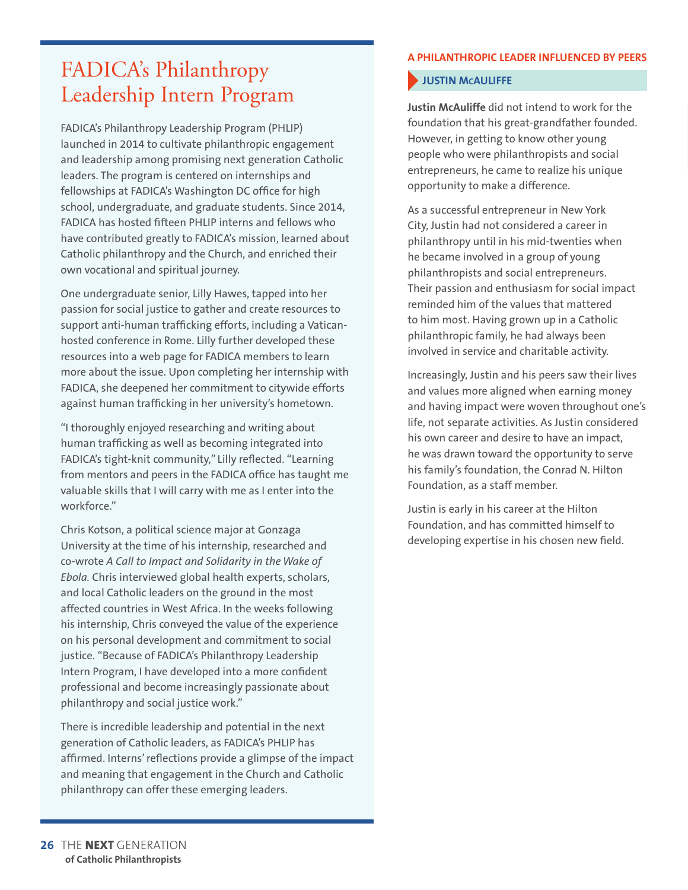# FADICA's Philanthropy Leadership Intern Program

FADICA's Philanthropy Leadership Program (PHLIP) launched in 2014 to cultivate philanthropic engagement and leadership among promising next generation Catholic leaders. The program is centered on internships and fellowships at FADICA's Washington DC office for high school, undergraduate, and graduate students. Since 2014, FADICA has hosted fifteen PHLIP interns and fellows who have contributed greatly to FADICA's mission, learned about Catholic philanthropy and the Church, and enriched their own vocational and spiritual journey.

One undergraduate senior, Lilly Hawes, tapped into her passion for social justice to gather and create resources to support anti-human trafficking efforts, including a Vatican-hosted conference in Rome. Lilly further developed these resources into a web page for FADICA members to learn more about the issue. Upon completing her internship with FADICA, she deepened her commitment to citywide efforts against human trafficking in her university's hometown.

"I thoroughly enjoyed researching and writing about human trafficking as well as becoming integrated into FADICA's tight-knit community," Lilly reflected. "Learning from mentors and peers in the FADICA office has taught me valuable skills that I will carry with me as I enter into the workforce."

Chris Kotson, a political science major at Gonzaga University at the time of his internship, researched and co-wrote *A Call to Impact and Solidarity in the Wake of Ebola.* Chris interviewed global health experts, scholars, and local Catholic leaders on the ground in the most affected countries in West Africa. In the weeks following his internship, Chris conveyed the value of the experience on his personal development and commitment to social justice. "Because of FADICA's Philanthropy Leadership Intern Program, I have developed into a more confident professional and become increasingly passionate about philanthropy and social justice work."

There is incredible leadership and potential in the next generation of Catholic leaders, as FADICA's PHLIP has affirmed. Interns' reflections provide a glimpse of the impact and meaning that engagement in the Church and Catholic philanthropy can offer these emerging leaders.

## A PHILANTHROPIC LEADER INFLUENCED BY PEERS

### JUSTIN McAULIFFE

**Justin McAuliffe** did not intend to work for the foundation that his great-grandfather founded. However, in getting to know other young people who were philanthropists and social entrepreneurs, he came to realize his unique opportunity to make a difference.

As a successful entrepreneur in New York City, Justin had not considered a career in philanthropy until in his mid-twenties when he became involved in a group of young philanthropists and social entrepreneurs. Their passion and enthusiasm for social impact reminded him of the values that mattered to him most. Having grown up in a Catholic philanthropic family, he had always been involved in service and charitable activity.

Increasingly, Justin and his peers saw their lives and values more aligned when earning money and having impact were woven throughout one's life, not separate activities. As Justin considered his own career and desire to have an impact, he was drawn toward the opportunity to serve his family's foundation, the Conrad N. Hilton Foundation, as a staff member.

Justin is early in his career at the Hilton Foundation, and has committed himself to developing expertise in his chosen new field.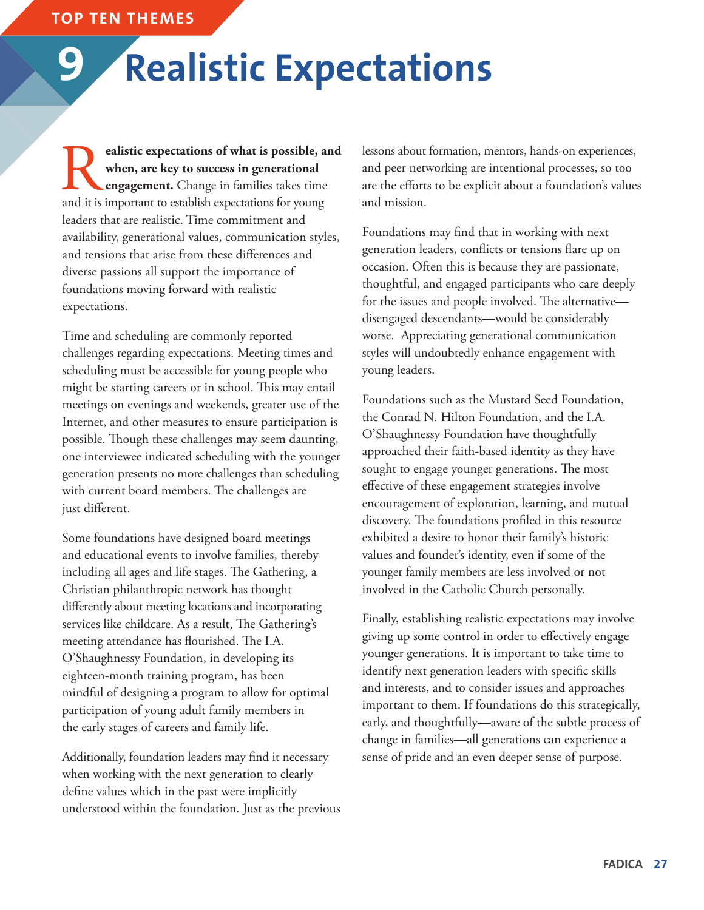TOP TEN THEMES

# 9 Realistic Expectations

**Realistic expectations of what is possible, and when, are key to success in generational engagement.** Change in families takes time and it is important to establish expectations for young leaders that are realistic. Time commitment and availability, generational values, communication styles, and tensions that arise from these differences and diverse passions all support the importance of foundations moving forward with realistic expectations.

Time and scheduling are commonly reported challenges regarding expectations. Meeting times and scheduling must be accessible for young people who might be starting careers or in school. This may entail meetings on evenings and weekends, greater use of the Internet, and other measures to ensure participation is possible. Though these challenges may seem daunting, one interviewee indicated scheduling with the younger generation presents no more challenges than scheduling with current board members. The challenges are just different.

Some foundations have designed board meetings and educational events to involve families, thereby including all ages and life stages. The Gathering, a Christian philanthropic network has thought differently about meeting locations and incorporating services like childcare. As a result, The Gathering's meeting attendance has flourished. The I.A. O'Shaughnessy Foundation, in developing its eighteen-month training program, has been mindful of designing a program to allow for optimal participation of young adult family members in the early stages of careers and family life.

Additionally, foundation leaders may find it necessary when working with the next generation to clearly define values which in the past were implicitly understood within the foundation. Just as the previous lessons about formation, mentors, hands-on experiences, and peer networking are intentional processes, so too are the efforts to be explicit about a foundation's values and mission.

Foundations may find that in working with next generation leaders, conflicts or tensions flare up on occasion. Often this is because they are passionate, thoughtful, and engaged participants who care deeply for the issues and people involved. The alternative—disengaged descendants—would be considerably worse. Appreciating generational communication styles will undoubtedly enhance engagement with young leaders.

Foundations such as the Mustard Seed Foundation, the Conrad N. Hilton Foundation, and the I.A. O'Shaughnessy Foundation have thoughtfully approached their faith-based identity as they have sought to engage younger generations. The most effective of these engagement strategies involve encouragement of exploration, learning, and mutual discovery. The foundations profiled in this resource exhibited a desire to honor their family's historic values and founder's identity, even if some of the younger family members are less involved or not involved in the Catholic Church personally.

Finally, establishing realistic expectations may involve giving up some control in order to effectively engage younger generations. It is important to take time to identify next generation leaders with specific skills and interests, and to consider issues and approaches important to them. If foundations do this strategically, early, and thoughtfully—aware of the subtle process of change in families—all generations can experience a sense of pride and an even deeper sense of purpose.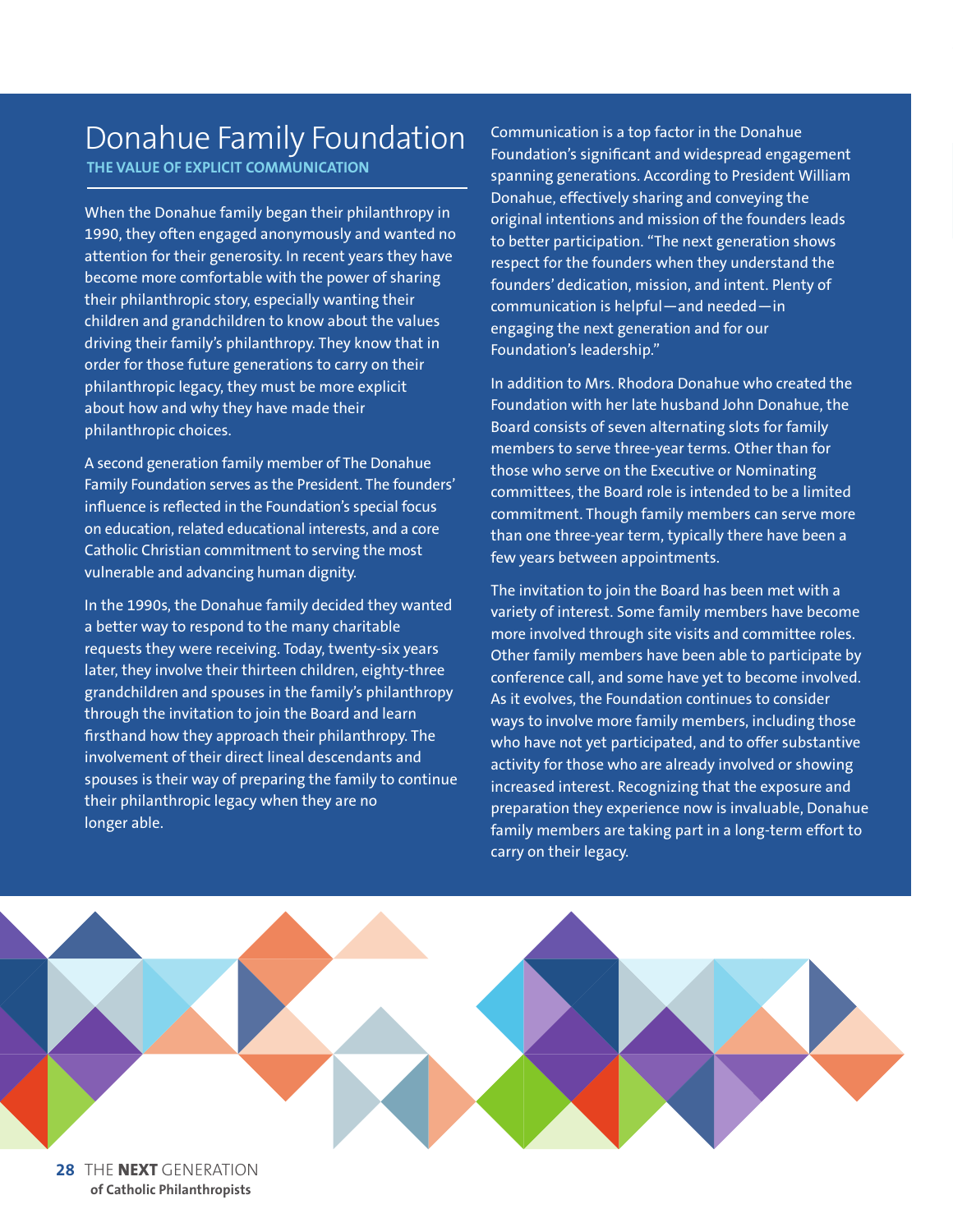# Donahue Family Foundation

**THE VALUE OF EXPLICIT COMMUNICATION**

When the Donahue family began their philanthropy in 1990, they often engaged anonymously and wanted no attention for their generosity. In recent years they have become more comfortable with the power of sharing their philanthropic story, especially wanting their children and grandchildren to know about the values driving their family's philanthropy. They know that in order for those future generations to carry on their philanthropic legacy, they must be more explicit about how and why they have made their philanthropic choices.

A second generation family member of The Donahue Family Foundation serves as the President. The founders' influence is reflected in the Foundation's special focus on education, related educational interests, and a core Catholic Christian commitment to serving the most vulnerable and advancing human dignity.

In the 1990s, the Donahue family decided they wanted a better way to respond to the many charitable requests they were receiving. Today, twenty-six years later, they involve their thirteen children, eighty-three grandchildren and spouses in the family's philanthropy through the invitation to join the Board and learn firsthand how they approach their philanthropy. The involvement of their direct lineal descendants and spouses is their way of preparing the family to continue their philanthropic legacy when they are no longer able.

Communication is a top factor in the Donahue Foundation's significant and widespread engagement spanning generations. According to President William Donahue, effectively sharing and conveying the original intentions and mission of the founders leads to better participation. "The next generation shows respect for the founders when they understand the founders' dedication, mission, and intent. Plenty of communication is helpful—and needed—in engaging the next generation and for our Foundation's leadership."

In addition to Mrs. Rhodora Donahue who created the Foundation with her late husband John Donahue, the Board consists of seven alternating slots for family members to serve three-year terms. Other than for those who serve on the Executive or Nominating committees, the Board role is intended to be a limited commitment. Though family members can serve more than one three-year term, typically there have been a few years between appointments.

The invitation to join the Board has been met with a variety of interest. Some family members have become more involved through site visits and committee roles. Other family members have been able to participate by conference call, and some have yet to become involved. As it evolves, the Foundation continues to consider ways to involve more family members, including those who have not yet participated, and to offer substantive activity for those who are already involved or showing increased interest. Recognizing that the exposure and preparation they experience now is invaluable, Donahue family members are taking part in a long-term effort to carry on their legacy.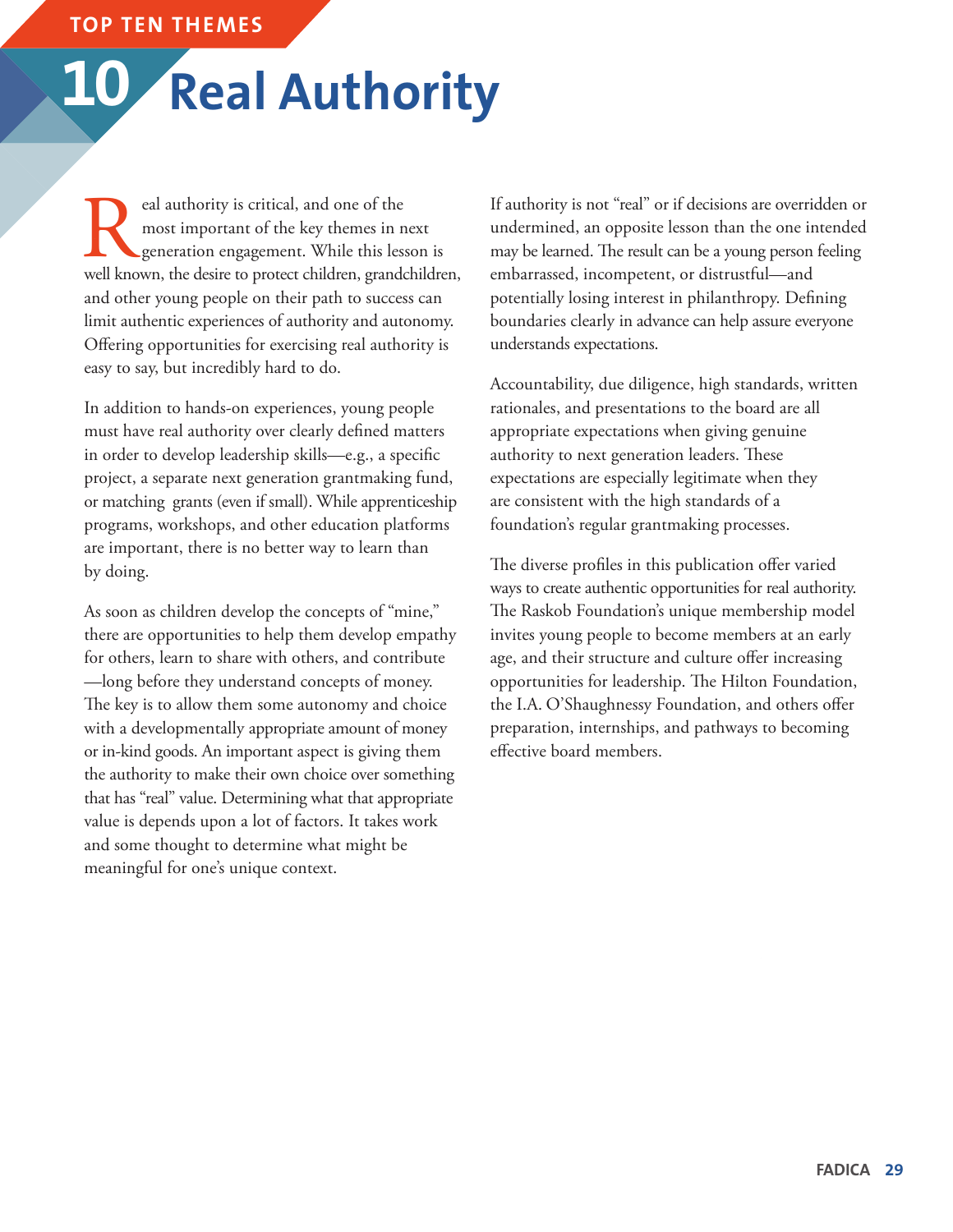TOP TEN THEMES

# 10 Real Authority

Real authority is critical, and one of the most important of the key themes in next generation engagement. While this lesson is well known, the desire to protect children, grandchildren, and other young people on their path to success can limit authentic experiences of authority and autonomy. Offering opportunities for exercising real authority is easy to say, but incredibly hard to do.

In addition to hands-on experiences, young people must have real authority over clearly defined matters in order to develop leadership skills—e.g., a specific project, a separate next generation grantmaking fund, or matching grants (even if small). While apprenticeship programs, workshops, and other education platforms are important, there is no better way to learn than by doing.

As soon as children develop the concepts of "mine," there are opportunities to help them develop empathy for others, learn to share with others, and contribute—long before they understand concepts of money. The key is to allow them some autonomy and choice with a developmentally appropriate amount of money or in-kind goods. An important aspect is giving them the authority to make their own choice over something that has "real" value. Determining what that appropriate value is depends upon a lot of factors. It takes work and some thought to determine what might be meaningful for one's unique context.

If authority is not "real" or if decisions are overridden or undermined, an opposite lesson than the one intended may be learned. The result can be a young person feeling embarrassed, incompetent, or distrustful—and potentially losing interest in philanthropy. Defining boundaries clearly in advance can help assure everyone understands expectations.

Accountability, due diligence, high standards, written rationales, and presentations to the board are all appropriate expectations when giving genuine authority to next generation leaders. These expectations are especially legitimate when they are consistent with the high standards of a foundation's regular grantmaking processes.

The diverse profiles in this publication offer varied ways to create authentic opportunities for real authority. The Raskob Foundation's unique membership model invites young people to become members at an early age, and their structure and culture offer increasing opportunities for leadership. The Hilton Foundation, the I.A. O'Shaughnessy Foundation, and others offer preparation, internships, and pathways to becoming effective board members.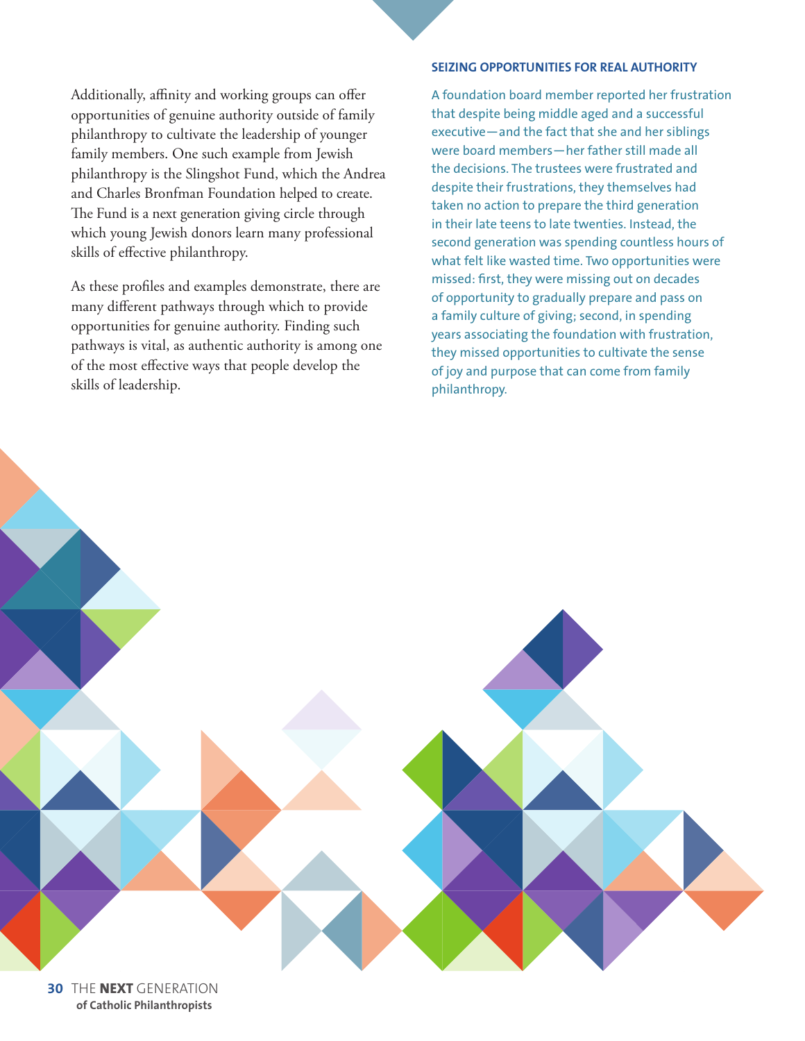Additionally, affinity and working groups can offer opportunities of genuine authority outside of family philanthropy to cultivate the leadership of younger family members. One such example from Jewish philanthropy is the Slingshot Fund, which the Andrea and Charles Bronfman Foundation helped to create. The Fund is a next generation giving circle through which young Jewish donors learn many professional skills of effective philanthropy.

As these profiles and examples demonstrate, there are many different pathways through which to provide opportunities for genuine authority. Finding such pathways is vital, as authentic authority is among one of the most effective ways that people develop the skills of leadership.

### SEIZING OPPORTUNITIES FOR REAL AUTHORITY

A foundation board member reported her frustration that despite being middle aged and a successful executive—and the fact that she and her siblings were board members—her father still made all the decisions. The trustees were frustrated and despite their frustrations, they themselves had taken no action to prepare the third generation in their late teens to late twenties. Instead, the second generation was spending countless hours of what felt like wasted time. Two opportunities were missed: first, they were missing out on decades of opportunity to gradually prepare and pass on a family culture of giving; second, in spending years associating the foundation with frustration, they missed opportunities to cultivate the sense of joy and purpose that can come from family philanthropy.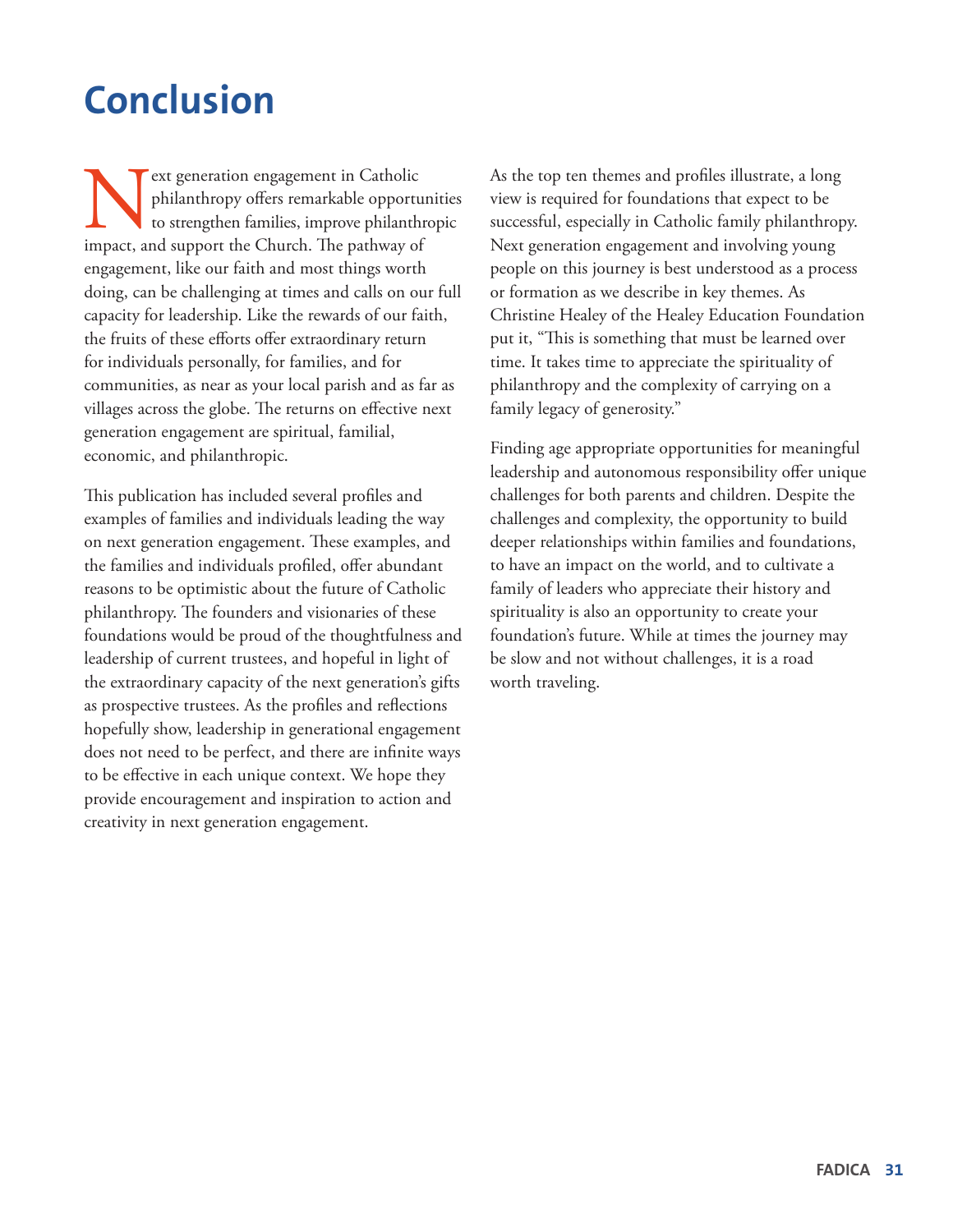# Conclusion

Next generation engagement in Catholic philanthropy offers remarkable opportunities to strengthen families, improve philanthropic impact, and support the Church. The pathway of engagement, like our faith and most things worth doing, can be challenging at times and calls on our full capacity for leadership. Like the rewards of our faith, the fruits of these efforts offer extraordinary return for individuals personally, for families, and for communities, as near as your local parish and as far as villages across the globe. The returns on effective next generation engagement are spiritual, familial, economic, and philanthropic.

This publication has included several profiles and examples of families and individuals leading the way on next generation engagement. These examples, and the families and individuals profiled, offer abundant reasons to be optimistic about the future of Catholic philanthropy. The founders and visionaries of these foundations would be proud of the thoughtfulness and leadership of current trustees, and hopeful in light of the extraordinary capacity of the next generation's gifts as prospective trustees. As the profiles and reflections hopefully show, leadership in generational engagement does not need to be perfect, and there are infinite ways to be effective in each unique context. We hope they provide encouragement and inspiration to action and creativity in next generation engagement.

As the top ten themes and profiles illustrate, a long view is required for foundations that expect to be successful, especially in Catholic family philanthropy. Next generation engagement and involving young people on this journey is best understood as a process or formation as we describe in key themes. As Christine Healey of the Healey Education Foundation put it, "This is something that must be learned over time. It takes time to appreciate the spirituality of philanthropy and the complexity of carrying on a family legacy of generosity."

Finding age appropriate opportunities for meaningful leadership and autonomous responsibility offer unique challenges for both parents and children. Despite the challenges and complexity, the opportunity to build deeper relationships within families and foundations, to have an impact on the world, and to cultivate a family of leaders who appreciate their history and spirituality is also an opportunity to create your foundation's future. While at times the journey may be slow and not without challenges, it is a road worth traveling.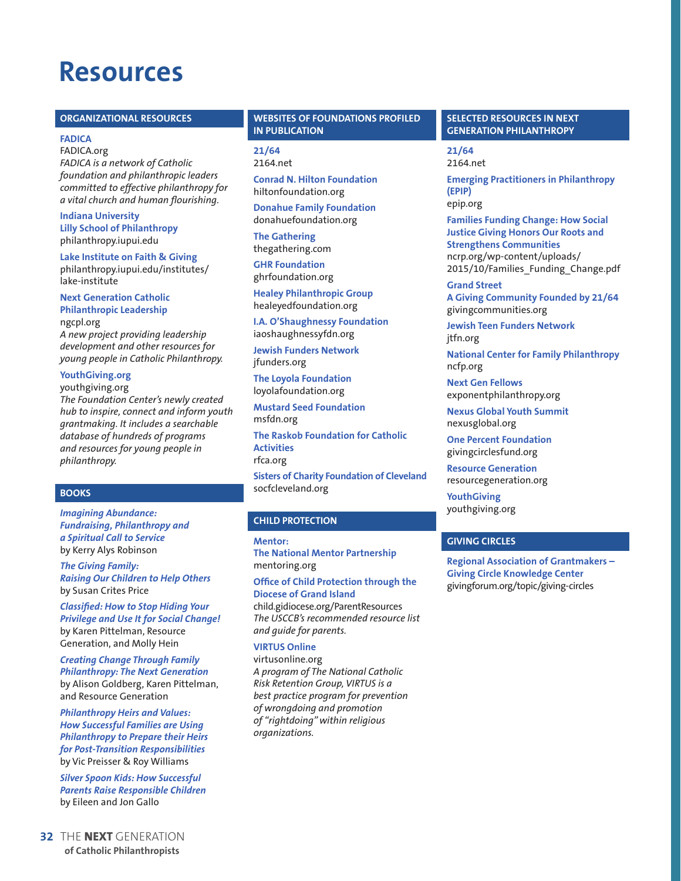# Resources

## ORGANIZATIONAL RESOURCES

**FADICA**
FADICA.org
*FADICA is a network of Catholic foundation and philanthropic leaders committed to effective philanthropy for a vital church and human flourishing.*

**Indiana University Lilly School of Philanthropy**
philanthropy.iupui.edu

**Lake Institute on Faith & Giving**
philanthropy.iupui.edu/institutes/lake-institute

**Next Generation Catholic Philanthropic Leadership**
ngcpl.org
*A new project providing leadership development and other resources for young people in Catholic Philanthropy.*

**YouthGiving.org**
youthgiving.org
*The Foundation Center's newly created hub to inspire, connect and inform youth grantmaking. It includes a searchable database of hundreds of programs and resources for young people in philanthropy.*

## BOOKS

***Imagining Abundance: Fundraising, Philanthropy and a Spiritual Call to Service***
by Kerry Alys Robinson

***The Giving Family: Raising Our Children to Help Others***
by Susan Crites Price

***Classified: How to Stop Hiding Your Privilege and Use It for Social Change!***
by Karen Pittelman, Resource Generation, and Molly Hein

***Creating Change Through Family Philanthropy: The Next Generation***
by Alison Goldberg, Karen Pittelman, and Resource Generation

***Philanthropy Heirs and Values: How Successful Families are Using Philanthropy to Prepare their Heirs for Post-Transition Responsibilities***
by Vic Preisser & Roy Williams

***Silver Spoon Kids: How Successful Parents Raise Responsible Children***
by Eileen and Jon Gallo

## WEBSITES OF FOUNDATIONS PROFILED IN PUBLICATION

**21/64**
2164.net

**Conrad N. Hilton Foundation**
hiltonfoundation.org

**Donahue Family Foundation**
donahuefoundation.org

**The Gathering**
thegathering.com

**GHR Foundation**
ghrfoundation.org

**Healey Philanthropic Group**
healeyedfoundation.org

**I.A. O'Shaughnessy Foundation**
iaoshaughnessyfdn.org

**Jewish Funders Network**
jfunders.org

**The Loyola Foundation**
loyolafoundation.org

**Mustard Seed Foundation**
msfdn.org

**The Raskob Foundation for Catholic Activities**
rfca.org

**Sisters of Charity Foundation of Cleveland**
socfcleveland.org

## CHILD PROTECTION

**Mentor: The National Mentor Partnership**
mentoring.org

**Office of Child Protection through the Diocese of Grand Island**
child.gidiocese.org/ParentResources
*The USCCB's recommended resource list and guide for parents.*

**VIRTUS Online**
virtusonline.org
*A program of The National Catholic Risk Retention Group, VIRTUS is a best practice program for prevention of wrongdoing and promotion of "rightdoing" within religious organizations.*

## SELECTED RESOURCES IN NEXT GENERATION PHILANTHROPY

**21/64**
2164.net

**Emerging Practitioners in Philanthropy (EPIP)**
epip.org

**Families Funding Change: How Social Justice Giving Honors Our Roots and Strengthens Communities**
ncrp.org/wp-content/uploads/2015/10/Families_Funding_Change.pdf

**Grand Street**
**A Giving Community Founded by 21/64**
givingcommunities.org

**Jewish Teen Funders Network**
jtfn.org

**National Center for Family Philanthropy**
ncfp.org

**Next Gen Fellows**
exponentphilanthropy.org

**Nexus Global Youth Summit**
nexusglobal.org

**One Percent Foundation**
givingcirclesfund.org

**Resource Generation**
resourcegeneration.org

**YouthGiving**
youthgiving.org

## GIVING CIRCLES

**Regional Association of Grantmakers – Giving Circle Knowledge Center**
givingforum.org/topic/giving-circles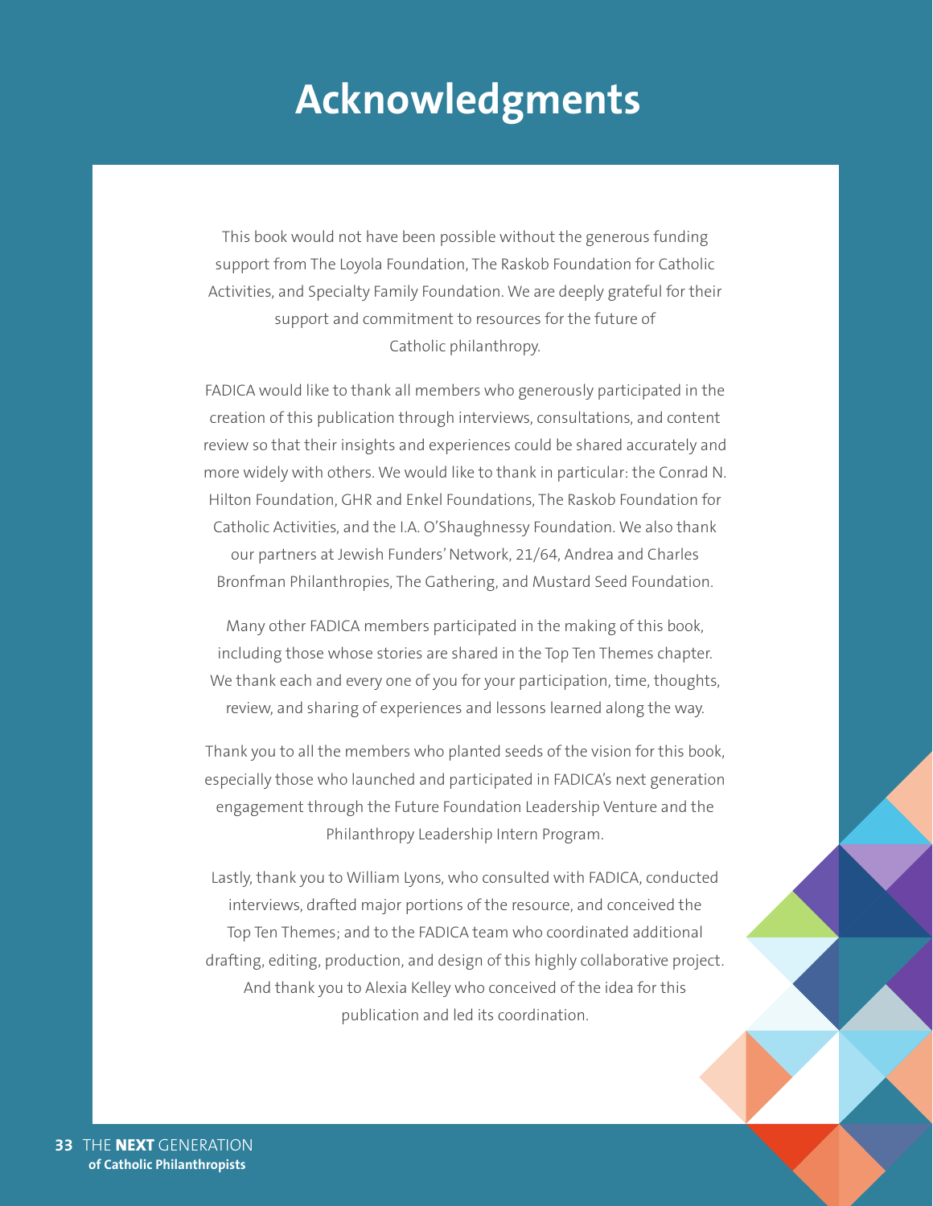# Acknowledgments

This book would not have been possible without the generous funding support from The Loyola Foundation, The Raskob Foundation for Catholic Activities, and Specialty Family Foundation. We are deeply grateful for their support and commitment to resources for the future of Catholic philanthropy.

FADICA would like to thank all members who generously participated in the creation of this publication through interviews, consultations, and content review so that their insights and experiences could be shared accurately and more widely with others. We would like to thank in particular: the Conrad N. Hilton Foundation, GHR and Enkel Foundations, The Raskob Foundation for Catholic Activities, and the I.A. O'Shaughnessy Foundation. We also thank our partners at Jewish Funders' Network, 21/64, Andrea and Charles Bronfman Philanthropies, The Gathering, and Mustard Seed Foundation.

Many other FADICA members participated in the making of this book, including those whose stories are shared in the Top Ten Themes chapter. We thank each and every one of you for your participation, time, thoughts, review, and sharing of experiences and lessons learned along the way.

Thank you to all the members who planted seeds of the vision for this book, especially those who launched and participated in FADICA's next generation engagement through the Future Foundation Leadership Venture and the Philanthropy Leadership Intern Program.

Lastly, thank you to William Lyons, who consulted with FADICA, conducted interviews, drafted major portions of the resource, and conceived the Top Ten Themes; and to the FADICA team who coordinated additional drafting, editing, production, and design of this highly collaborative project. And thank you to Alexia Kelley who conceived of the idea for this publication and led its coordination.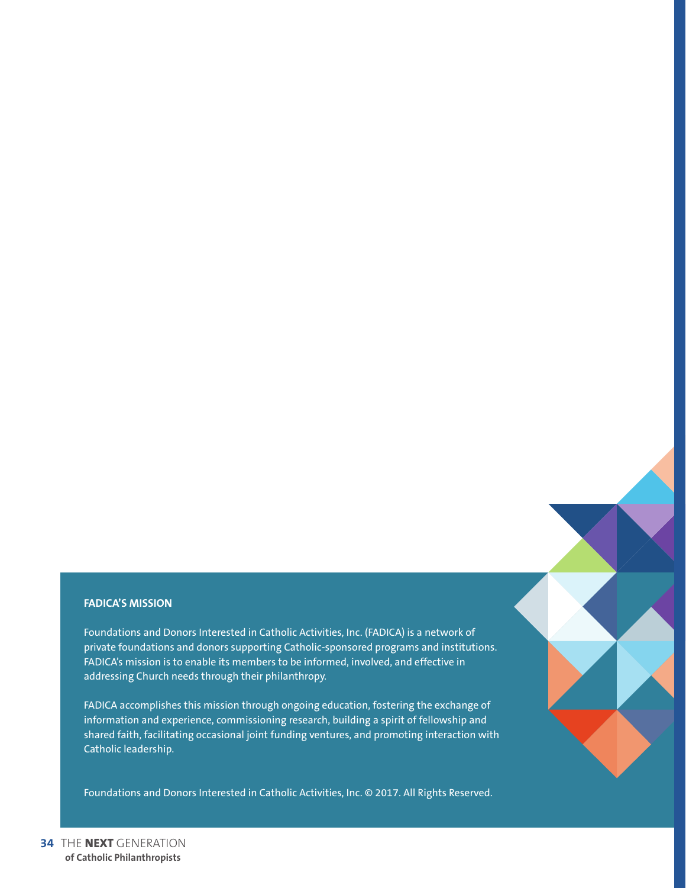## FADICA'S MISSION

Foundations and Donors Interested in Catholic Activities, Inc. (FADICA) is a network of private foundations and donors supporting Catholic-sponsored programs and institutions. FADICA's mission is to enable its members to be informed, involved, and effective in addressing Church needs through their philanthropy.

FADICA accomplishes this mission through ongoing education, fostering the exchange of information and experience, commissioning research, building a spirit of fellowship and shared faith, facilitating occasional joint funding ventures, and promoting interaction with Catholic leadership.

Foundations and Donors Interested in Catholic Activities, Inc. © 2017. All Rights Reserved.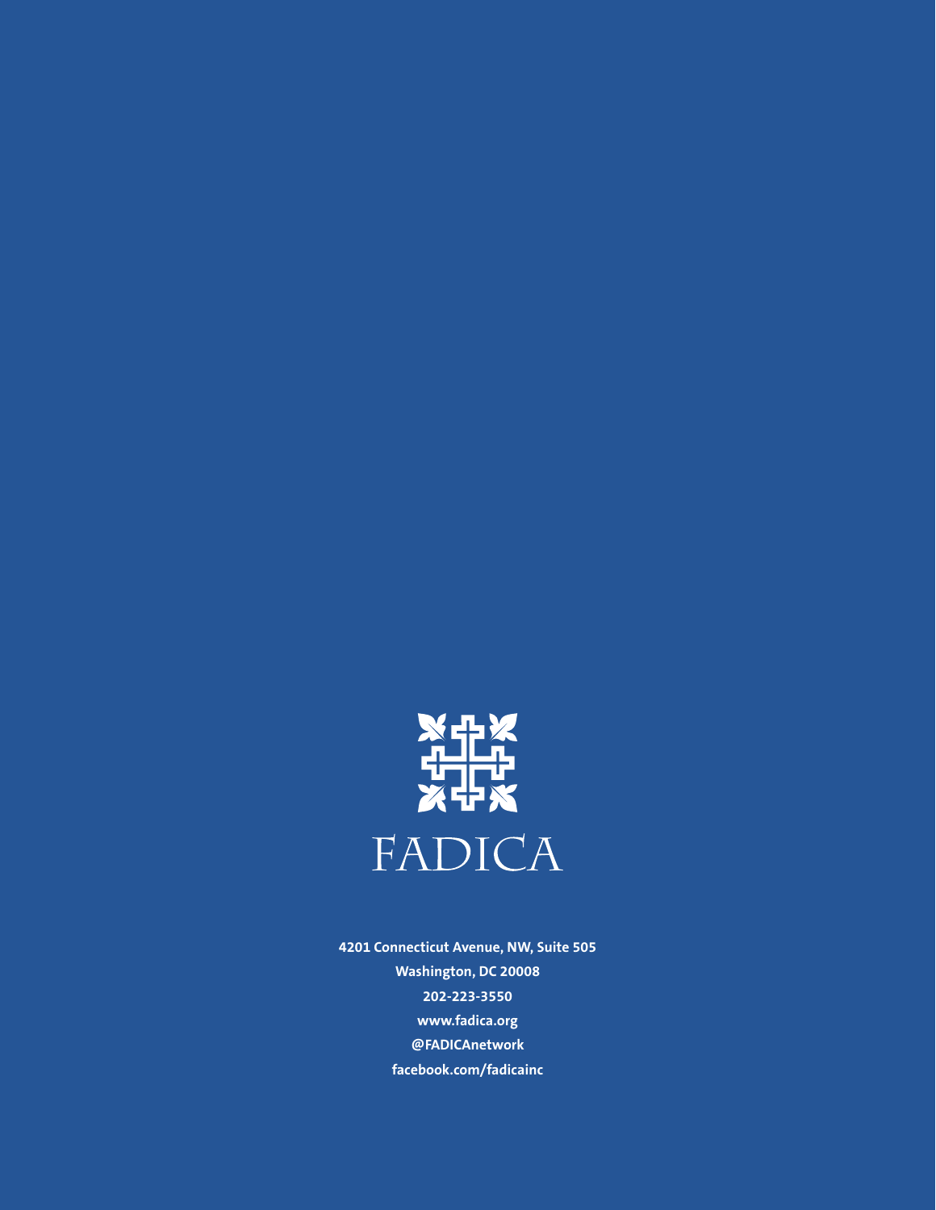FADICA

4201 Connecticut Avenue, NW, Suite 505
Washington, DC 20008
202-223-3550
www.fadica.org
@FADICAnetwork
facebook.com/fadicainc